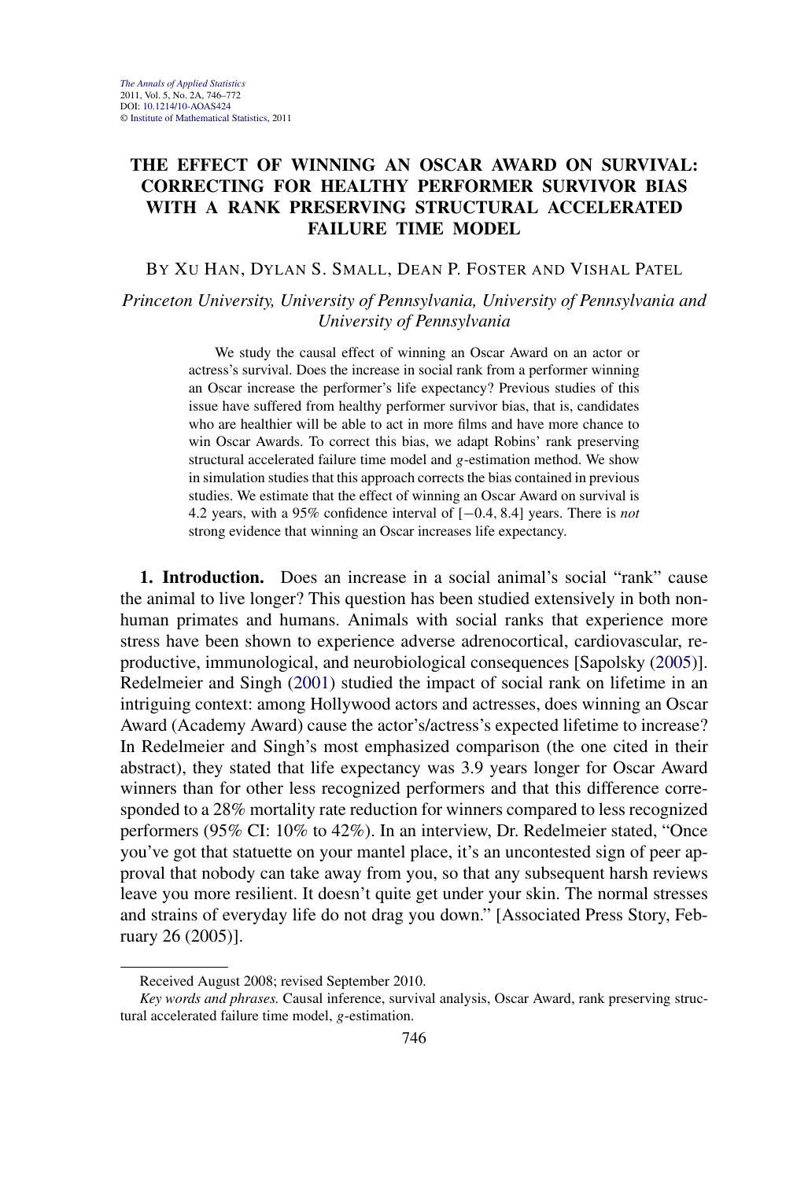# THE EFFECT OF WINNING AN OSCAR AWARD ON SURVIVAL: CORRECTING FOR HEALTHY PERFORMER SURVIVOR BIAS WITH A RANK PRESERVING STRUCTURAL ACCELERATED FAILURE TIME MODEL

BY XU HAN, DYLAN S. SMALL, DEAN P. FOSTER AND VISHAL PATEL

*Princeton University, University of Pennsylvania, University of Pennsylvania and University of Pennsylvania*

We study the causal effect of winning an Oscar Award on an actor or actress's survival. Does the increase in social rank from a performer winning an Oscar increase the performer's life expectancy? Previous studies of this issue have suffered from healthy performer survivor bias, that is, candidates who are healthier will be able to act in more films and have more chance to win Oscar Awards. To correct this bias, we adapt Robins' rank preserving structural accelerated failure time model and $g$-estimation method. We show in simulation studies that this approach corrects the bias contained in previous studies. We estimate that the effect of winning an Oscar Award on survival is 4.2 years, with a 95% confidence interval of $[-0.4, 8.4]$ years. There is *not* strong evidence that winning an Oscar increases life expectancy.

**1. Introduction.** Does an increase in a social animal's social "rank" cause the animal to live longer? This question has been studied extensively in both nonhuman primates and humans. Animals with social ranks that experience more stress have been shown to experience adverse adrenocortical, cardiovascular, reproductive, immunological, and neurobiological consequences [Sapolsky (2005)]. Redelmeier and Singh (2001) studied the impact of social rank on lifetime in an intriguing context: among Hollywood actors and actresses, does winning an Oscar Award (Academy Award) cause the actor's/actress's expected lifetime to increase? In Redelmeier and Singh's most emphasized comparison (the one cited in their abstract), they stated that life expectancy was 3.9 years longer for Oscar Award winners than for other less recognized performers and that this difference corresponded to a 28% mortality rate reduction for winners compared to less recognized performers (95% CI: 10% to 42%). In an interview, Dr. Redelmeier stated, "Once you've got that statuette on your mantel place, it's an uncontested sign of peer approval that nobody can take away from you, so that any subsequent harsh reviews leave you more resilient. It doesn't quite get under your skin. The normal stresses and strains of everyday life do not drag you down." [Associated Press Story, February 26 (2005)].

Received August 2008; revised September 2010.

*Key words and phrases.* Causal inference, survival analysis, Oscar Award, rank preserving structural accelerated failure time model, $g$-estimation.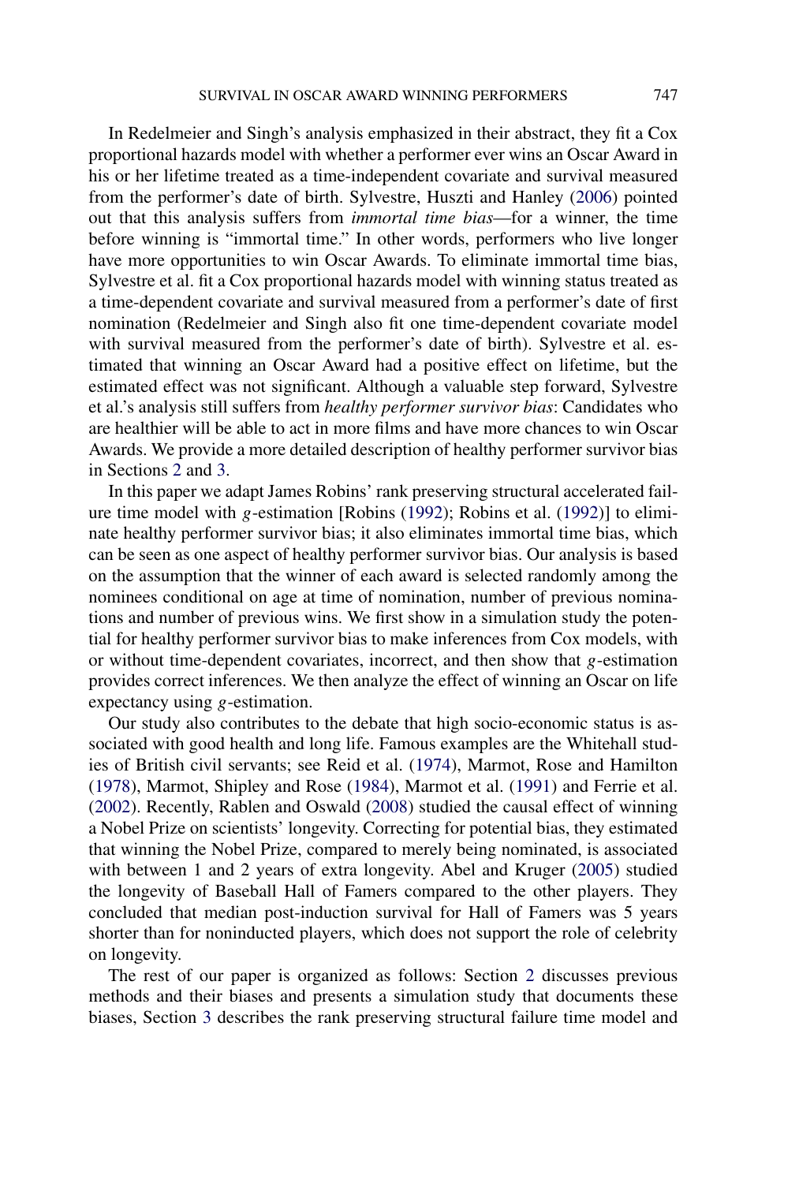In Redelmeier and Singh's analysis emphasized in their abstract, they fit a Cox proportional hazards model with whether a performer ever wins an Oscar Award in his or her lifetime treated as a time-independent covariate and survival measured from the performer's date of birth. Sylvestre, Huszti and Hanley (2006) pointed out that this analysis suffers from *immortal time bias*—for a winner, the time before winning is "immortal time." In other words, performers who live longer have more opportunities to win Oscar Awards. To eliminate immortal time bias, Sylvestre et al. fit a Cox proportional hazards model with winning status treated as a time-dependent covariate and survival measured from a performer's date of first nomination (Redelmeier and Singh also fit one time-dependent covariate model with survival measured from the performer's date of birth). Sylvestre et al. estimated that winning an Oscar Award had a positive effect on lifetime, but the estimated effect was not significant. Although a valuable step forward, Sylvestre et al.'s analysis still suffers from *healthy performer survivor bias*: Candidates who are healthier will be able to act in more films and have more chances to win Oscar Awards. We provide a more detailed description of healthy performer survivor bias in Sections 2 and 3.

In this paper we adapt James Robins' rank preserving structural accelerated failure time model with $g$-estimation [Robins (1992); Robins et al. (1992)] to eliminate healthy performer survivor bias; it also eliminates immortal time bias, which can be seen as one aspect of healthy performer survivor bias. Our analysis is based on the assumption that the winner of each award is selected randomly among the nominees conditional on age at time of nomination, number of previous nominations and number of previous wins. We first show in a simulation study the potential for healthy performer survivor bias to make inferences from Cox models, with or without time-dependent covariates, incorrect, and then show that $g$-estimation provides correct inferences. We then analyze the effect of winning an Oscar on life expectancy using $g$-estimation.

Our study also contributes to the debate that high socio-economic status is associated with good health and long life. Famous examples are the Whitehall studies of British civil servants; see Reid et al. (1974), Marmot, Rose and Hamilton (1978), Marmot, Shipley and Rose (1984), Marmot et al. (1991) and Ferrie et al. (2002). Recently, Rablen and Oswald (2008) studied the causal effect of winning a Nobel Prize on scientists' longevity. Correcting for potential bias, they estimated that winning the Nobel Prize, compared to merely being nominated, is associated with between 1 and 2 years of extra longevity. Abel and Kruger (2005) studied the longevity of Baseball Hall of Famers compared to the other players. They concluded that median post-induction survival for Hall of Famers was 5 years shorter than for noninducted players, which does not support the role of celebrity on longevity.

The rest of our paper is organized as follows: Section 2 discusses previous methods and their biases and presents a simulation study that documents these biases, Section 3 describes the rank preserving structural failure time model and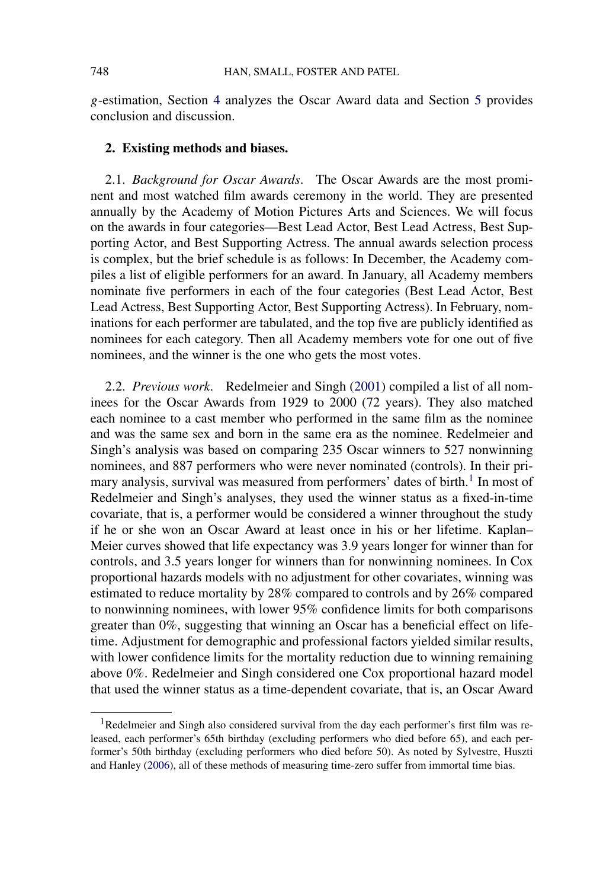$g$-estimation, Section 4 analyzes the Oscar Award data and Section 5 provides conclusion and discussion.

## 2. Existing methods and biases.

2.1. *Background for Oscar Awards*. The Oscar Awards are the most prominent and most watched film awards ceremony in the world. They are presented annually by the Academy of Motion Pictures Arts and Sciences. We will focus on the awards in four categories—Best Lead Actor, Best Lead Actress, Best Supporting Actor, and Best Supporting Actress. The annual awards selection process is complex, but the brief schedule is as follows: In December, the Academy compiles a list of eligible performers for an award. In January, all Academy members nominate five performers in each of the four categories (Best Lead Actor, Best Lead Actress, Best Supporting Actor, Best Supporting Actress). In February, nominations for each performer are tabulated, and the top five are publicly identified as nominees for each category. Then all Academy members vote for one out of five nominees, and the winner is the one who gets the most votes.

2.2. *Previous work*. Redelmeier and Singh (2001) compiled a list of all nominees for the Oscar Awards from 1929 to 2000 (72 years). They also matched each nominee to a cast member who performed in the same film as the nominee and was the same sex and born in the same era as the nominee. Redelmeier and Singh's analysis was based on comparing 235 Oscar winners to 527 nonwinning nominees, and 887 performers who were never nominated (controls). In their primary analysis, survival was measured from performers' dates of birth.[1] In most of Redelmeier and Singh's analyses, they used the winner status as a fixed-in-time covariate, that is, a performer would be considered a winner throughout the study if he or she won an Oscar Award at least once in his or her lifetime. Kaplan–Meier curves showed that life expectancy was 3.9 years longer for winner than for controls, and 3.5 years longer for winners than for nonwinning nominees. In Cox proportional hazards models with no adjustment for other covariates, winning was estimated to reduce mortality by 28% compared to controls and by 26% compared to nonwinning nominees, with lower 95% confidence limits for both comparisons greater than 0%, suggesting that winning an Oscar has a beneficial effect on lifetime. Adjustment for demographic and professional factors yielded similar results, with lower confidence limits for the mortality reduction due to winning remaining above 0%. Redelmeier and Singh considered one Cox proportional hazard model that used the winner status as a time-dependent covariate, that is, an Oscar Award

[1] Redelmeier and Singh also considered survival from the day each performer's first film was released, each performer's 65th birthday (excluding performers who died before 65), and each performer's 50th birthday (excluding performers who died before 50). As noted by Sylvestre, Huszti and Hanley (2006), all of these methods of measuring time-zero suffer from immortal time bias.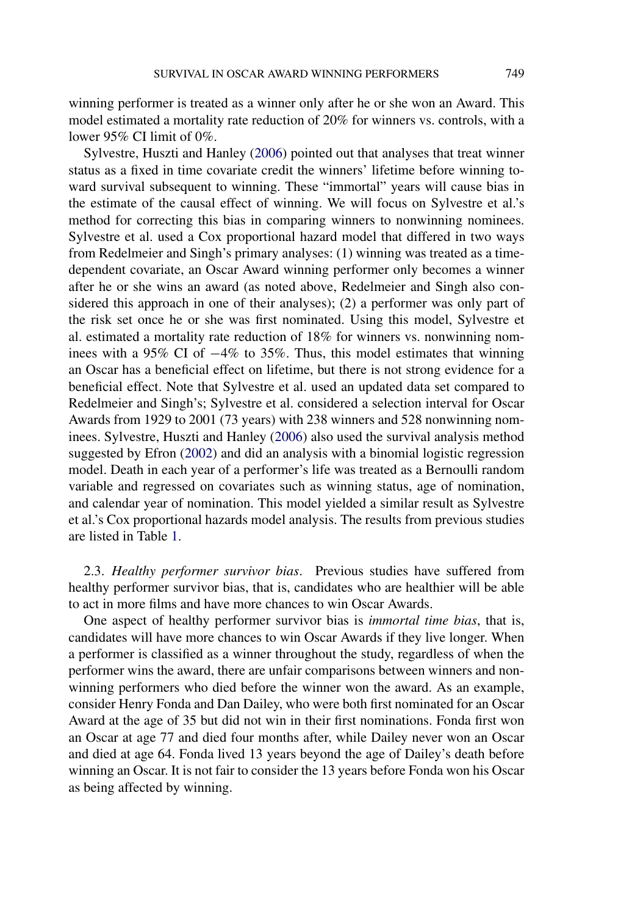winning performer is treated as a winner only after he or she won an Award. This model estimated a mortality rate reduction of 20% for winners vs. controls, with a lower 95% CI limit of 0%.

Sylvestre, Huszti and Hanley (2006) pointed out that analyses that treat winner status as a fixed in time covariate credit the winners' lifetime before winning toward survival subsequent to winning. These "immortal" years will cause bias in the estimate of the causal effect of winning. We will focus on Sylvestre et al.'s method for correcting this bias in comparing winners to nonwinning nominees. Sylvestre et al. used a Cox proportional hazard model that differed in two ways from Redelmeier and Singh's primary analyses: (1) winning was treated as a time-dependent covariate, an Oscar Award winning performer only becomes a winner after he or she wins an award (as noted above, Redelmeier and Singh also considered this approach in one of their analyses); (2) a performer was only part of the risk set once he or she was first nominated. Using this model, Sylvestre et al. estimated a mortality rate reduction of 18% for winners vs. nonwinning nominees with a 95% CI of −4% to 35%. Thus, this model estimates that winning an Oscar has a beneficial effect on lifetime, but there is not strong evidence for a beneficial effect. Note that Sylvestre et al. used an updated data set compared to Redelmeier and Singh's; Sylvestre et al. considered a selection interval for Oscar Awards from 1929 to 2001 (73 years) with 238 winners and 528 nonwinning nominees. Sylvestre, Huszti and Hanley (2006) also used the survival analysis method suggested by Efron (2002) and did an analysis with a binomial logistic regression model. Death in each year of a performer's life was treated as a Bernoulli random variable and regressed on covariates such as winning status, age of nomination, and calendar year of nomination. This model yielded a similar result as Sylvestre et al.'s Cox proportional hazards model analysis. The results from previous studies are listed in Table 1.

2.3. *Healthy performer survivor bias*. Previous studies have suffered from healthy performer survivor bias, that is, candidates who are healthier will be able to act in more films and have more chances to win Oscar Awards.

One aspect of healthy performer survivor bias is *immortal time bias*, that is, candidates will have more chances to win Oscar Awards if they live longer. When a performer is classified as a winner throughout the study, regardless of when the performer wins the award, there are unfair comparisons between winners and nonwinning performers who died before the winner won the award. As an example, consider Henry Fonda and Dan Dailey, who were both first nominated for an Oscar Award at the age of 35 but did not win in their first nominations. Fonda first won an Oscar at age 77 and died four months after, while Dailey never won an Oscar and died at age 64. Fonda lived 13 years beyond the age of Dailey's death before winning an Oscar. It is not fair to consider the 13 years before Fonda won his Oscar as being affected by winning.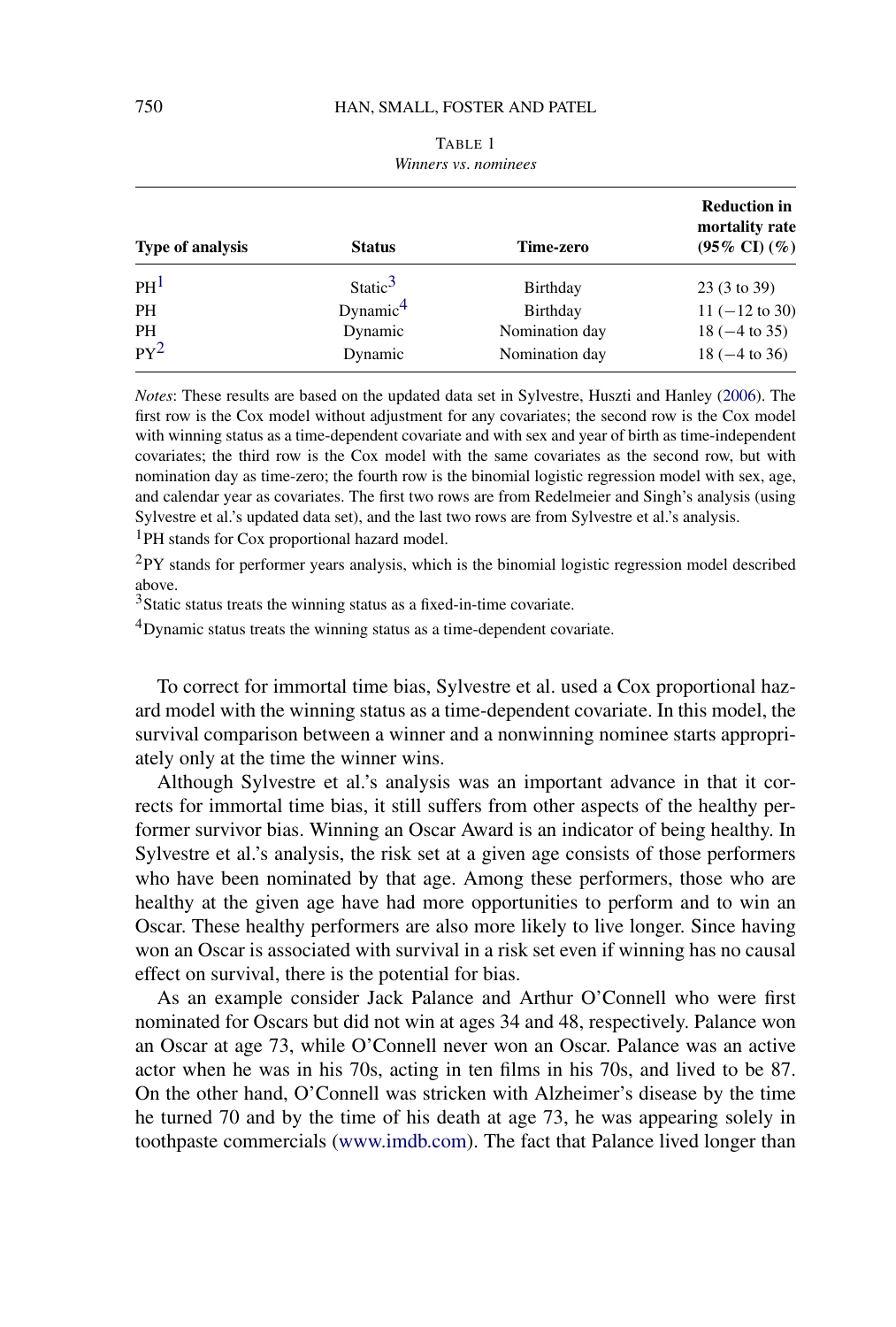TABLE 1
*Winners vs. nominees*

| Type of analysis | Status | Time-zero | Reduction in mortality rate (95% CI) (%) |
|---|---|---|---|
| PH[1] | Static[3] | Birthday | 23 (3 to 39) |
| PH | Dynamic[4] | Birthday | 11 (−12 to 30) |
| PH | Dynamic | Nomination day | 18 (−4 to 35) |
| PY[2] | Dynamic | Nomination day | 18 (−4 to 36) |

*Notes*: These results are based on the updated data set in Sylvestre, Huszti and Hanley (2006). The first row is the Cox model without adjustment for any covariates; the second row is the Cox model with winning status as a time-dependent covariate and with sex and year of birth as time-independent covariates; the third row is the Cox model with the same covariates as the second row, but with nomination day as time-zero; the fourth row is the binomial logistic regression model with sex, age, and calendar year as covariates. The first two rows are from Redelmeier and Singh's analysis (using Sylvestre et al.'s updated data set), and the last two rows are from Sylvestre et al.'s analysis.

[1]PH stands for Cox proportional hazard model.

[2]PY stands for performer years analysis, which is the binomial logistic regression model described above.

[3]Static status treats the winning status as a fixed-in-time covariate.

[4]Dynamic status treats the winning status as a time-dependent covariate.

To correct for immortal time bias, Sylvestre et al. used a Cox proportional hazard model with the winning status as a time-dependent covariate. In this model, the survival comparison between a winner and a nonwinning nominee starts appropriately only at the time the winner wins.

Although Sylvestre et al.'s analysis was an important advance in that it corrects for immortal time bias, it still suffers from other aspects of the healthy performer survivor bias. Winning an Oscar Award is an indicator of being healthy. In Sylvestre et al.'s analysis, the risk set at a given age consists of those performers who have been nominated by that age. Among these performers, those who are healthy at the given age have had more opportunities to perform and to win an Oscar. These healthy performers are also more likely to live longer. Since having won an Oscar is associated with survival in a risk set even if winning has no causal effect on survival, there is the potential for bias.

As an example consider Jack Palance and Arthur O'Connell who were first nominated for Oscars but did not win at ages 34 and 48, respectively. Palance won an Oscar at age 73, while O'Connell never won an Oscar. Palance was an active actor when he was in his 70s, acting in ten films in his 70s, and lived to be 87. On the other hand, O'Connell was stricken with Alzheimer's disease by the time he turned 70 and by the time of his death at age 73, he was appearing solely in toothpaste commercials (www.imdb.com). The fact that Palance lived longer than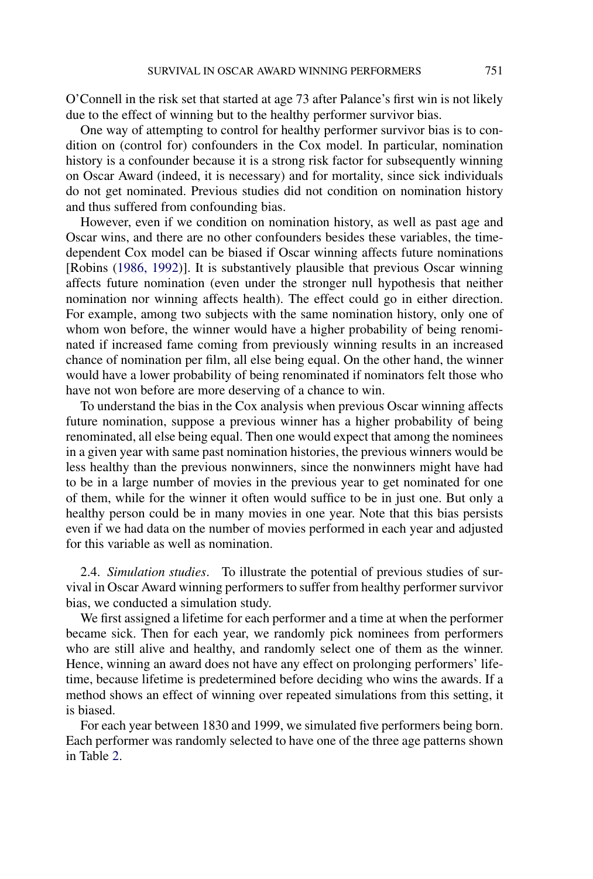O'Connell in the risk set that started at age 73 after Palance's first win is not likely due to the effect of winning but to the healthy performer survivor bias.

One way of attempting to control for healthy performer survivor bias is to condition on (control for) confounders in the Cox model. In particular, nomination history is a confounder because it is a strong risk factor for subsequently winning on Oscar Award (indeed, it is necessary) and for mortality, since sick individuals do not get nominated. Previous studies did not condition on nomination history and thus suffered from confounding bias.

However, even if we condition on nomination history, as well as past age and Oscar wins, and there are no other confounders besides these variables, the time-dependent Cox model can be biased if Oscar winning affects future nominations [Robins (1986, 1992)]. It is substantively plausible that previous Oscar winning affects future nomination (even under the stronger null hypothesis that neither nomination nor winning affects health). The effect could go in either direction. For example, among two subjects with the same nomination history, only one of whom won before, the winner would have a higher probability of being renominated if increased fame coming from previously winning results in an increased chance of nomination per film, all else being equal. On the other hand, the winner would have a lower probability of being renominated if nominators felt those who have not won before are more deserving of a chance to win.

To understand the bias in the Cox analysis when previous Oscar winning affects future nomination, suppose a previous winner has a higher probability of being renominated, all else being equal. Then one would expect that among the nominees in a given year with same past nomination histories, the previous winners would be less healthy than the previous nonwinners, since the nonwinners might have had to be in a large number of movies in the previous year to get nominated for one of them, while for the winner it often would suffice to be in just one. But only a healthy person could be in many movies in one year. Note that this bias persists even if we had data on the number of movies performed in each year and adjusted for this variable as well as nomination.

2.4. *Simulation studies*. To illustrate the potential of previous studies of survival in Oscar Award winning performers to suffer from healthy performer survivor bias, we conducted a simulation study.

We first assigned a lifetime for each performer and a time at when the performer became sick. Then for each year, we randomly pick nominees from performers who are still alive and healthy, and randomly select one of them as the winner. Hence, winning an award does not have any effect on prolonging performers' lifetime, because lifetime is predetermined before deciding who wins the awards. If a method shows an effect of winning over repeated simulations from this setting, it is biased.

For each year between 1830 and 1999, we simulated five performers being born. Each performer was randomly selected to have one of the three age patterns shown in Table 2.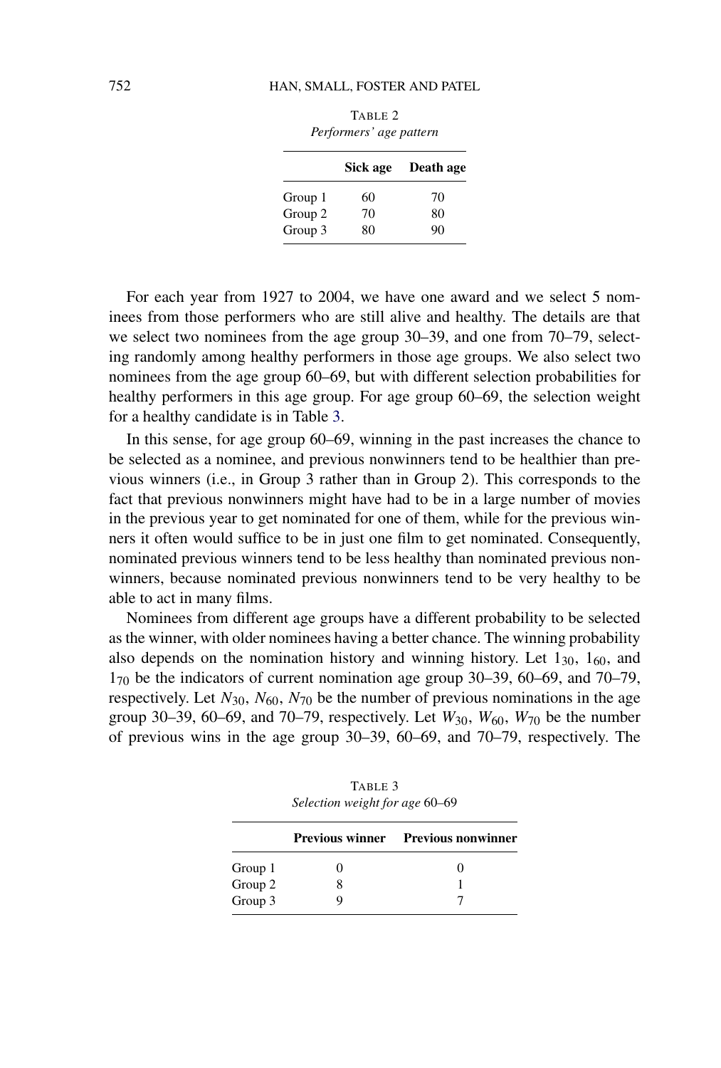TABLE 2
*Performers' age pattern*

| | Sick age | Death age |
|---|---|---|
| Group 1 | 60 | 70 |
| Group 2 | 70 | 80 |
| Group 3 | 80 | 90 |

For each year from 1927 to 2004, we have one award and we select 5 nominees from those performers who are still alive and healthy. The details are that we select two nominees from the age group 30–39, and one from 70–79, selecting randomly among healthy performers in those age groups. We also select two nominees from the age group 60–69, but with different selection probabilities for healthy performers in this age group. For age group 60–69, the selection weight for a healthy candidate is in Table 3.

In this sense, for age group 60–69, winning in the past increases the chance to be selected as a nominee, and previous nonwinners tend to be healthier than previous winners (i.e., in Group 3 rather than in Group 2). This corresponds to the fact that previous nonwinners might have had to be in a large number of movies in the previous year to get nominated for one of them, while for the previous winners it often would suffice to be in just one film to get nominated. Consequently, nominated previous winners tend to be less healthy than nominated previous nonwinners, because nominated previous nonwinners tend to be very healthy to be able to act in many films.

Nominees from different age groups have a different probability to be selected as the winner, with older nominees having a better chance. The winning probability also depends on the nomination history and winning history. Let $1_{30}$, $1_{60}$, and $1_{70}$ be the indicators of current nomination age group 30–39, 60–69, and 70–79, respectively. Let $N_{30}$, $N_{60}$, $N_{70}$ be the number of previous nominations in the age group 30–39, 60–69, and 70–79, respectively. Let $W_{30}$, $W_{60}$, $W_{70}$ be the number of previous wins in the age group 30–39, 60–69, and 70–79, respectively. The

TABLE 3
*Selection weight for age 60–69*

| | Previous winner | Previous nonwinner |
|---|---|---|
| Group 1 | 0 | 0 |
| Group 2 | 8 | 1 |
| Group 3 | 9 | 7 |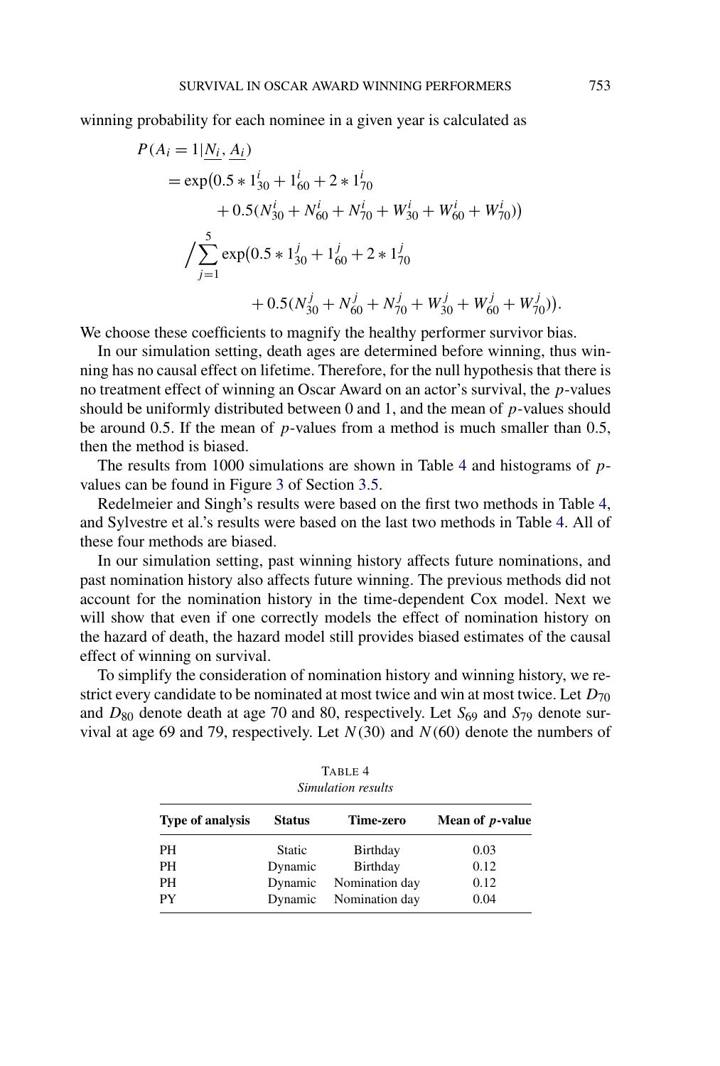winning probability for each nominee in a given year is calculated as

$$
\begin{aligned}
&P(A_i = 1 | \underline{N_i}, \underline{A_i}) \\
&= \exp\bigl(0.5 * 1^i_{30} + 1^i_{60} + 2 * 1^i_{70} \\
&\qquad + 0.5(N^i_{30} + N^i_{60} + N^i_{70} + W^i_{30} + W^i_{60} + W^i_{70})\bigr) \\
&\quad \Big/ \sum_{j=1}^{5} \exp\bigl(0.5 * 1^j_{30} + 1^j_{60} + 2 * 1^j_{70} \\
&\qquad\qquad + 0.5(N^j_{30} + N^j_{60} + N^j_{70} + W^j_{30} + W^j_{60} + W^j_{70})\bigr).
\end{aligned}
$$

We choose these coefficients to magnify the healthy performer survivor bias.

In our simulation setting, death ages are determined before winning, thus winning has no causal effect on lifetime. Therefore, for the null hypothesis that there is no treatment effect of winning an Oscar Award on an actor's survival, the $p$-values should be uniformly distributed between 0 and 1, and the mean of $p$-values should be around 0.5. If the mean of $p$-values from a method is much smaller than 0.5, then the method is biased.

The results from 1000 simulations are shown in Table 4 and histograms of $p$-values can be found in Figure 3 of Section 3.5.

Redelmeier and Singh's results were based on the first two methods in Table 4, and Sylvestre et al.'s results were based on the last two methods in Table 4. All of these four methods are biased.

In our simulation setting, past winning history affects future nominations, and past nomination history also affects future winning. The previous methods did not account for the nomination history in the time-dependent Cox model. Next we will show that even if one correctly models the effect of nomination history on the hazard of death, the hazard model still provides biased estimates of the causal effect of winning on survival.

To simplify the consideration of nomination history and winning history, we restrict every candidate to be nominated at most twice and win at most twice. Let $D_{70}$ and $D_{80}$ denote death at age 70 and 80, respectively. Let $S_{69}$ and $S_{79}$ denote survival at age 69 and 79, respectively. Let $N(30)$ and $N(60)$ denote the numbers of

TABLE 4
*Simulation results*

| Type of analysis | Status | Time-zero | Mean of $p$-value |
|---|---|---|---|
| PH | Static | Birthday | 0.03 |
| PH | Dynamic | Birthday | 0.12 |
| PH | Dynamic | Nomination day | 0.12 |
| PY | Dynamic | Nomination day | 0.04 |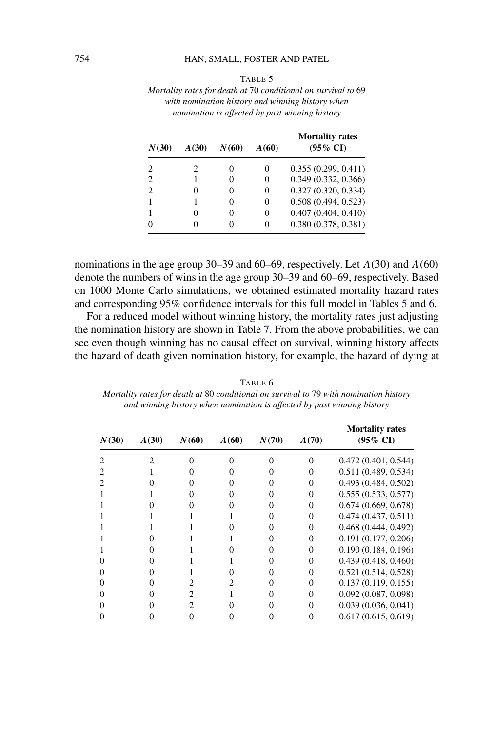TABLE 5

*Mortality rates for death at 70 conditional on survival to 69 with nomination history and winning history when nomination is affected by past winning history*

| $N(30)$ | $A(30)$ | $N(60)$ | $A(60)$ | Mortality rates (95% CI) |
|---|---|---|---|---|
| 2 | 2 | 0 | 0 | 0.355 (0.299, 0.411) |
| 2 | 1 | 0 | 0 | 0.349 (0.332, 0.366) |
| 2 | 0 | 0 | 0 | 0.327 (0.320, 0.334) |
| 1 | 1 | 0 | 0 | 0.508 (0.494, 0.523) |
| 1 | 0 | 0 | 0 | 0.407 (0.404, 0.410) |
| 0 | 0 | 0 | 0 | 0.380 (0.378, 0.381) |

nominations in the age group 30–39 and 60–69, respectively. Let $A(30)$ and $A(60)$ denote the numbers of wins in the age group 30–39 and 60–69, respectively. Based on 1000 Monte Carlo simulations, we obtained estimated mortality hazard rates and corresponding 95% confidence intervals for this full model in Tables 5 and 6.

For a reduced model without winning history, the mortality rates just adjusting the nomination history are shown in Table 7. From the above probabilities, we can see even though winning has no causal effect on survival, winning history affects the hazard of death given nomination history, for example, the hazard of dying at

TABLE 6

*Mortality rates for death at 80 conditional on survival to 79 with nomination history and winning history when nomination is affected by past winning history*

| $N(30)$ | $A(30)$ | $N(60)$ | $A(60)$ | $N(70)$ | $A(70)$ | Mortality rates (95% CI) |
|---|---|---|---|---|---|---|
| 2 | 2 | 0 | 0 | 0 | 0 | 0.472 (0.401, 0.544) |
| 2 | 1 | 0 | 0 | 0 | 0 | 0.511 (0.489, 0.534) |
| 2 | 0 | 0 | 0 | 0 | 0 | 0.493 (0.484, 0.502) |
| 1 | 1 | 0 | 0 | 0 | 0 | 0.555 (0.533, 0.577) |
| 1 | 0 | 0 | 0 | 0 | 0 | 0.674 (0.669, 0.678) |
| 1 | 1 | 1 | 1 | 0 | 0 | 0.474 (0.437, 0.511) |
| 1 | 1 | 1 | 0 | 0 | 0 | 0.468 (0.444, 0.492) |
| 1 | 0 | 1 | 1 | 0 | 0 | 0.191 (0.177, 0.206) |
| 1 | 0 | 1 | 0 | 0 | 0 | 0.190 (0.184, 0.196) |
| 0 | 0 | 1 | 1 | 0 | 0 | 0.439 (0.418, 0.460) |
| 0 | 0 | 1 | 0 | 0 | 0 | 0.521 (0.514, 0.528) |
| 0 | 0 | 2 | 2 | 0 | 0 | 0.137 (0.119, 0.155) |
| 0 | 0 | 2 | 1 | 0 | 0 | 0.092 (0.087, 0.098) |
| 0 | 0 | 2 | 0 | 0 | 0 | 0.039 (0.036, 0.041) |
| 0 | 0 | 0 | 0 | 0 | 0 | 0.617 (0.615, 0.619) |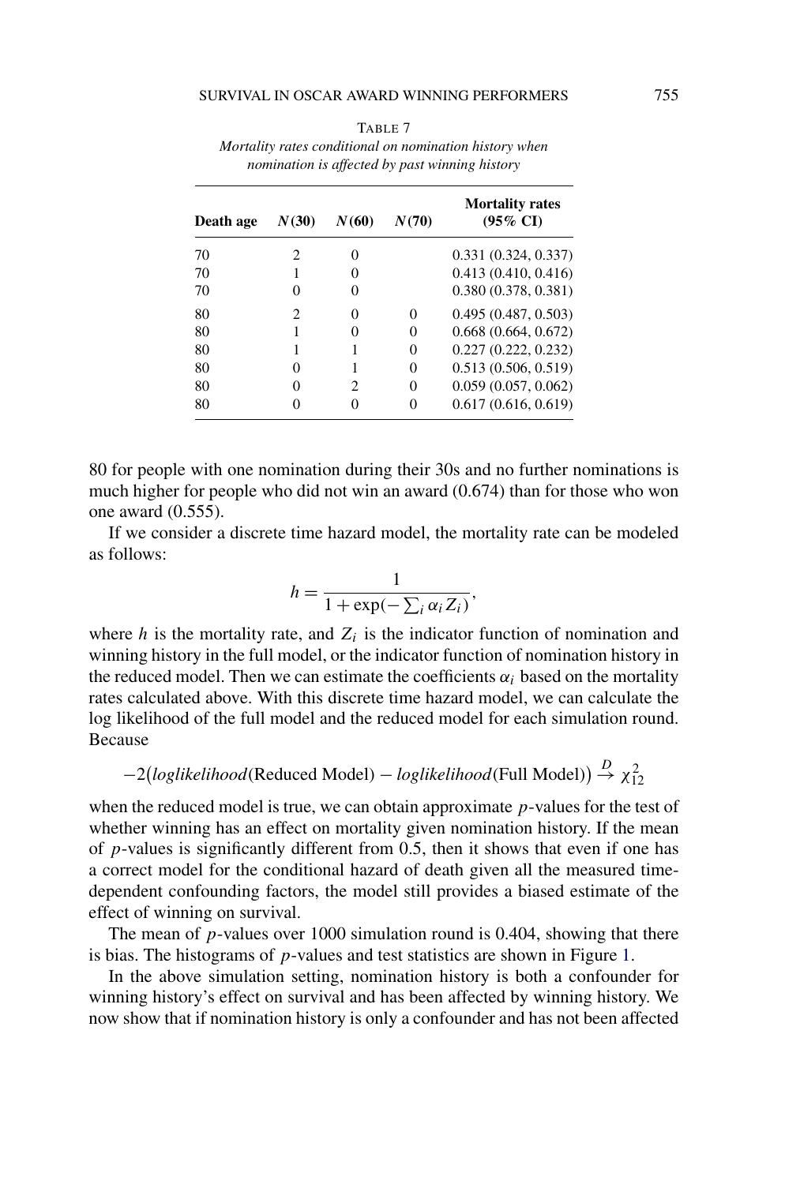TABLE 7

*Mortality rates conditional on nomination history when nomination is affected by past winning history*

| Death age | $N(30)$ | $N(60)$ | $N(70)$ | Mortality rates (95% CI) |
|---|---|---|---|---|
| 70 | 2 | 0 | | 0.331 (0.324, 0.337) |
| 70 | 1 | 0 | | 0.413 (0.410, 0.416) |
| 70 | 0 | 0 | | 0.380 (0.378, 0.381) |
| 80 | 2 | 0 | 0 | 0.495 (0.487, 0.503) |
| 80 | 1 | 0 | 0 | 0.668 (0.664, 0.672) |
| 80 | 1 | 1 | 0 | 0.227 (0.222, 0.232) |
| 80 | 0 | 1 | 0 | 0.513 (0.506, 0.519) |
| 80 | 0 | 2 | 0 | 0.059 (0.057, 0.062) |
| 80 | 0 | 0 | 0 | 0.617 (0.616, 0.619) |

80 for people with one nomination during their 30s and no further nominations is much higher for people who did not win an award (0.674) than for those who won one award (0.555).

If we consider a discrete time hazard model, the mortality rate can be modeled as follows:

$$h = \frac{1}{1 + \exp(-\sum_i \alpha_i Z_i)},$$

where $h$ is the mortality rate, and $Z_i$ is the indicator function of nomination and winning history in the full model, or the indicator function of nomination history in the reduced model. Then we can estimate the coefficients $\alpha_i$ based on the mortality rates calculated above. With this discrete time hazard model, we can calculate the log likelihood of the full model and the reduced model for each simulation round. Because

$$-2\big(\textit{loglikelihood}(\text{Reduced Model}) - \textit{loglikelihood}(\text{Full Model})\big) \xrightarrow{D} \chi^2_{12}$$

when the reduced model is true, we can obtain approximate $p$-values for the test of whether winning has an effect on mortality given nomination history. If the mean of $p$-values is significantly different from 0.5, then it shows that even if one has a correct model for the conditional hazard of death given all the measured time-dependent confounding factors, the model still provides a biased estimate of the effect of winning on survival.

The mean of $p$-values over 1000 simulation round is 0.404, showing that there is bias. The histograms of $p$-values and test statistics are shown in Figure 1.

In the above simulation setting, nomination history is both a confounder for winning history's effect on survival and has been affected by winning history. We now show that if nomination history is only a confounder and has not been affected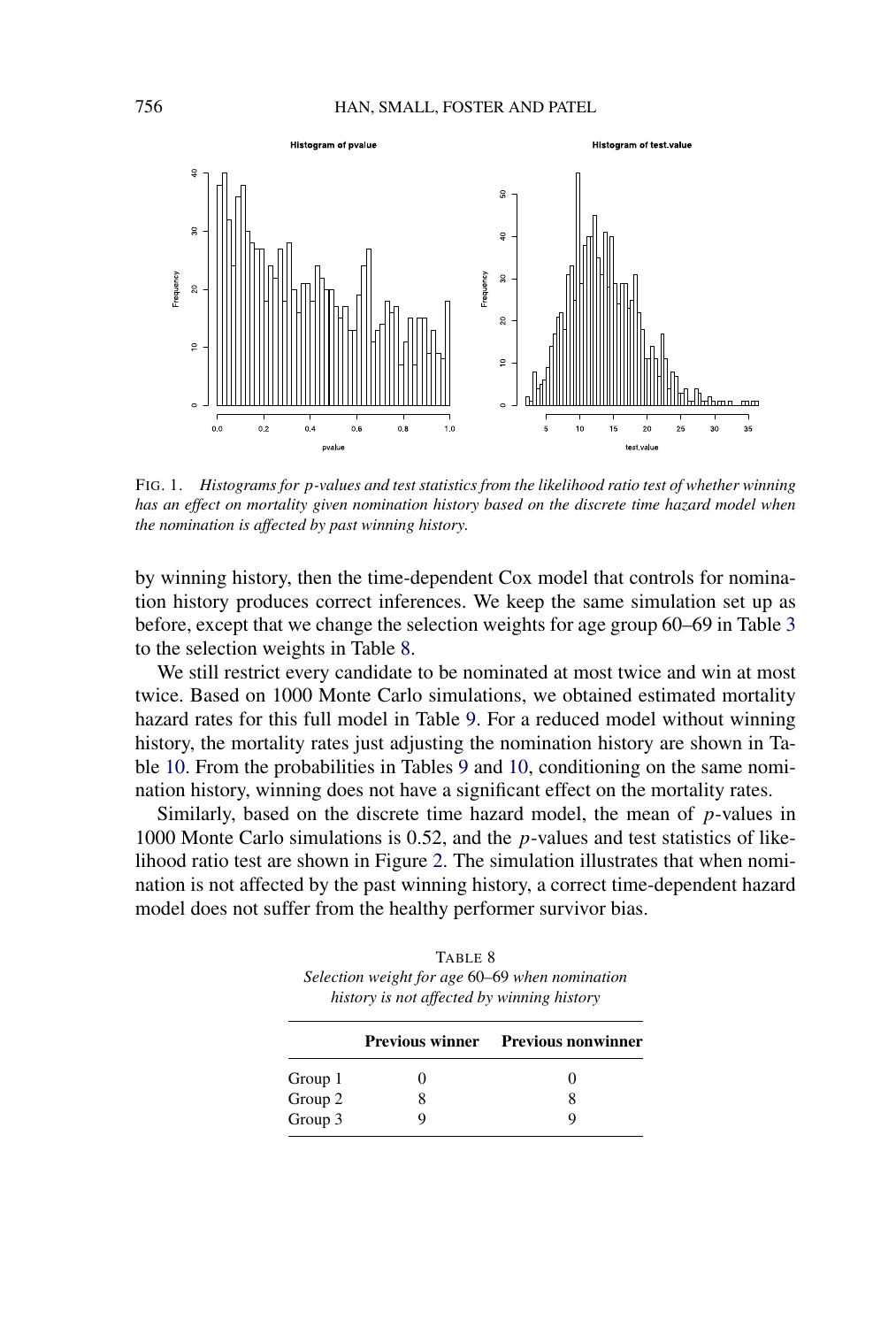FIG. 1. *Histograms for p-values and test statistics from the likelihood ratio test of whether winning has an effect on mortality given nomination history based on the discrete time hazard model when the nomination is affected by past winning history.*

by winning history, then the time-dependent Cox model that controls for nomination history produces correct inferences. We keep the same simulation set up as before, except that we change the selection weights for age group 60–69 in Table 3 to the selection weights in Table 8.

We still restrict every candidate to be nominated at most twice and win at most twice. Based on 1000 Monte Carlo simulations, we obtained estimated mortality hazard rates for this full model in Table 9. For a reduced model without winning history, the mortality rates just adjusting the nomination history are shown in Table 10. From the probabilities in Tables 9 and 10, conditioning on the same nomination history, winning does not have a significant effect on the mortality rates.

Similarly, based on the discrete time hazard model, the mean of $p$-values in 1000 Monte Carlo simulations is 0.52, and the $p$-values and test statistics of likelihood ratio test are shown in Figure 2. The simulation illustrates that when nomination is not affected by the past winning history, a correct time-dependent hazard model does not suffer from the healthy performer survivor bias.

TABLE 8
*Selection weight for age 60–69 when nomination history is not affected by winning history*

| | **Previous winner** | **Previous nonwinner** |
|---|---|---|
| Group 1 | 0 | 0 |
| Group 2 | 8 | 8 |
| Group 3 | 9 | 9 |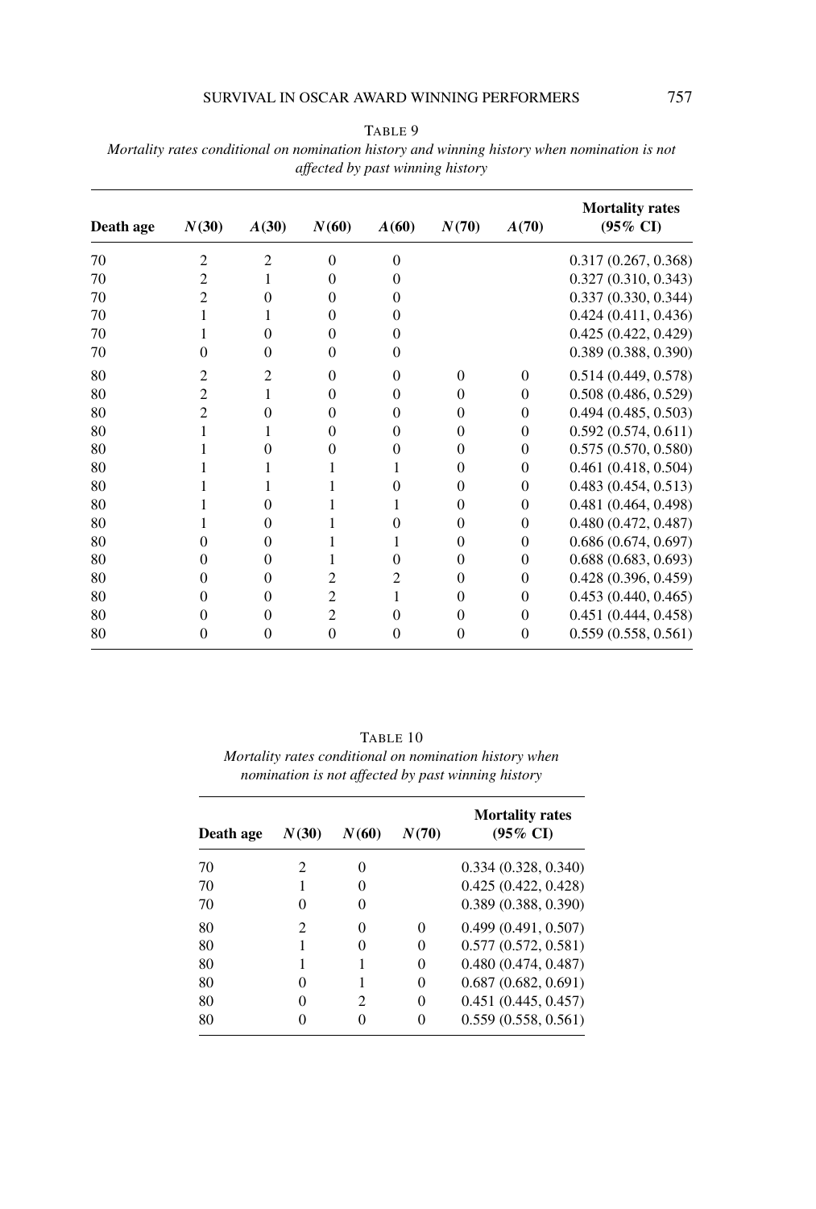TABLE 9

*Mortality rates conditional on nomination history and winning history when nomination is not affected by past winning history*

| Death age | $N(30)$ | $A(30)$ | $N(60)$ | $A(60)$ | $N(70)$ | $A(70)$ | Mortality rates (95% CI) |
|---|---|---|---|---|---|---|---|
| 70 | 2 | 2 | 0 | 0 | | | 0.317 (0.267, 0.368) |
| 70 | 2 | 1 | 0 | 0 | | | 0.327 (0.310, 0.343) |
| 70 | 2 | 0 | 0 | 0 | | | 0.337 (0.330, 0.344) |
| 70 | 1 | 1 | 0 | 0 | | | 0.424 (0.411, 0.436) |
| 70 | 1 | 0 | 0 | 0 | | | 0.425 (0.422, 0.429) |
| 70 | 0 | 0 | 0 | 0 | | | 0.389 (0.388, 0.390) |
| 80 | 2 | 2 | 0 | 0 | 0 | 0 | 0.514 (0.449, 0.578) |
| 80 | 2 | 1 | 0 | 0 | 0 | 0 | 0.508 (0.486, 0.529) |
| 80 | 2 | 0 | 0 | 0 | 0 | 0 | 0.494 (0.485, 0.503) |
| 80 | 1 | 1 | 0 | 0 | 0 | 0 | 0.592 (0.574, 0.611) |
| 80 | 1 | 0 | 0 | 0 | 0 | 0 | 0.575 (0.570, 0.580) |
| 80 | 1 | 1 | 1 | 1 | 0 | 0 | 0.461 (0.418, 0.504) |
| 80 | 1 | 1 | 1 | 0 | 0 | 0 | 0.483 (0.454, 0.513) |
| 80 | 1 | 0 | 1 | 1 | 0 | 0 | 0.481 (0.464, 0.498) |
| 80 | 1 | 0 | 1 | 0 | 0 | 0 | 0.480 (0.472, 0.487) |
| 80 | 0 | 0 | 1 | 1 | 0 | 0 | 0.686 (0.674, 0.697) |
| 80 | 0 | 0 | 1 | 0 | 0 | 0 | 0.688 (0.683, 0.693) |
| 80 | 0 | 0 | 2 | 2 | 0 | 0 | 0.428 (0.396, 0.459) |
| 80 | 0 | 0 | 2 | 1 | 0 | 0 | 0.453 (0.440, 0.465) |
| 80 | 0 | 0 | 2 | 0 | 0 | 0 | 0.451 (0.444, 0.458) |
| 80 | 0 | 0 | 0 | 0 | 0 | 0 | 0.559 (0.558, 0.561) |

TABLE 10

*Mortality rates conditional on nomination history when nomination is not affected by past winning history*

| Death age | $N(30)$ | $N(60)$ | $N(70)$ | Mortality rates (95% CI) |
|---|---|---|---|---|
| 70 | 2 | 0 | | 0.334 (0.328, 0.340) |
| 70 | 1 | 0 | | 0.425 (0.422, 0.428) |
| 70 | 0 | 0 | | 0.389 (0.388, 0.390) |
| 80 | 2 | 0 | 0 | 0.499 (0.491, 0.507) |
| 80 | 1 | 0 | 0 | 0.577 (0.572, 0.581) |
| 80 | 1 | 1 | 0 | 0.480 (0.474, 0.487) |
| 80 | 0 | 1 | 0 | 0.687 (0.682, 0.691) |
| 80 | 0 | 2 | 0 | 0.451 (0.445, 0.457) |
| 80 | 0 | 0 | 0 | 0.559 (0.558, 0.561) |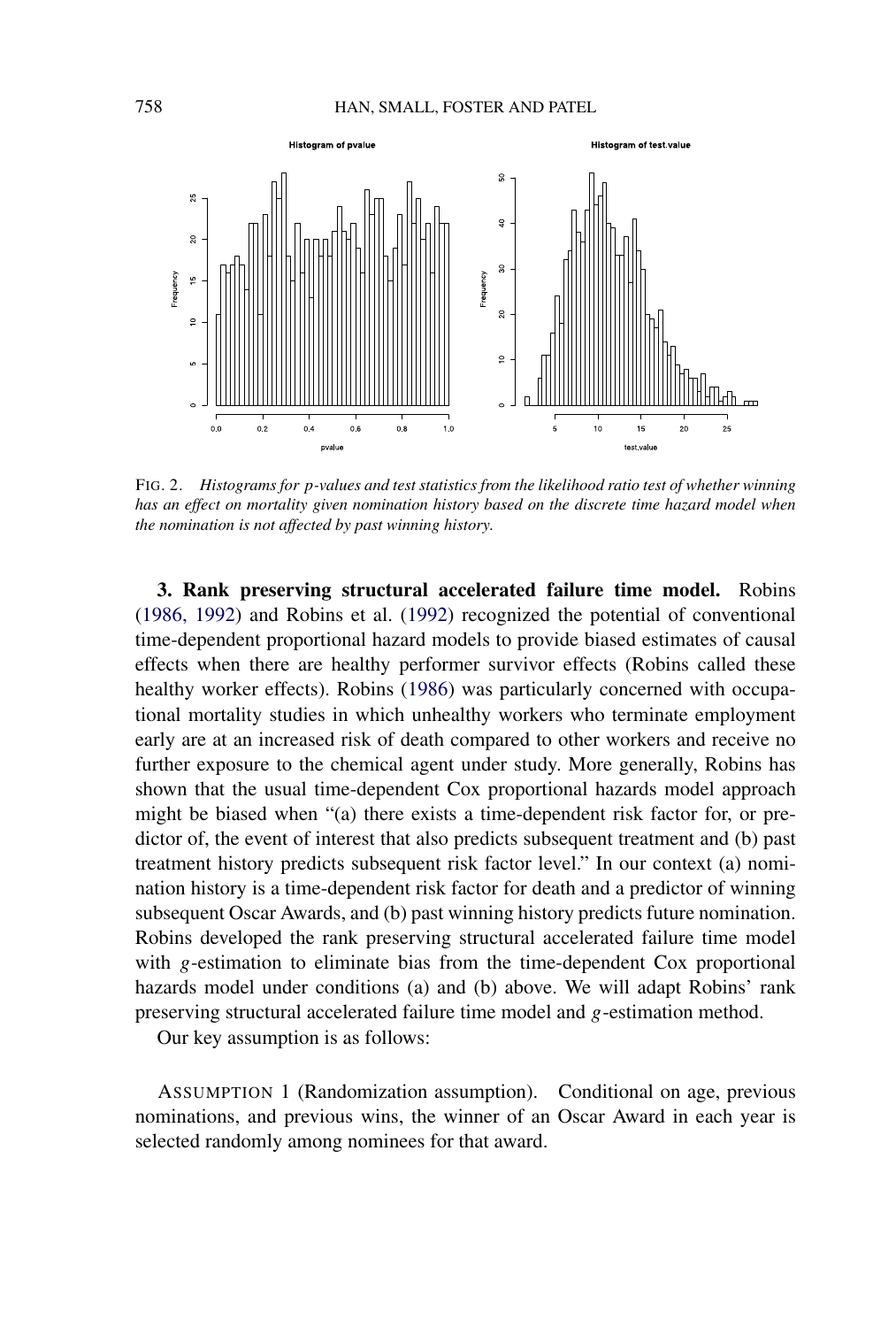FIG. 2. *Histograms for p-values and test statistics from the likelihood ratio test of whether winning has an effect on mortality given nomination history based on the discrete time hazard model when the nomination is not affected by past winning history.*

**3. Rank preserving structural accelerated failure time model.** Robins (1986, 1992) and Robins et al. (1992) recognized the potential of conventional time-dependent proportional hazard models to provide biased estimates of causal effects when there are healthy performer survivor effects (Robins called these healthy worker effects). Robins (1986) was particularly concerned with occupational mortality studies in which unhealthy workers who terminate employment early are at an increased risk of death compared to other workers and receive no further exposure to the chemical agent under study. More generally, Robins has shown that the usual time-dependent Cox proportional hazards model approach might be biased when "(a) there exists a time-dependent risk factor for, or predictor of, the event of interest that also predicts subsequent treatment and (b) past treatment history predicts subsequent risk factor level." In our context (a) nomination history is a time-dependent risk factor for death and a predictor of winning subsequent Oscar Awards, and (b) past winning history predicts future nomination. Robins developed the rank preserving structural accelerated failure time model with $g$-estimation to eliminate bias from the time-dependent Cox proportional hazards model under conditions (a) and (b) above. We will adapt Robins' rank preserving structural accelerated failure time model and $g$-estimation method.

Our key assumption is as follows:

ASSUMPTION 1 (Randomization assumption). Conditional on age, previous nominations, and previous wins, the winner of an Oscar Award in each year is selected randomly among nominees for that award.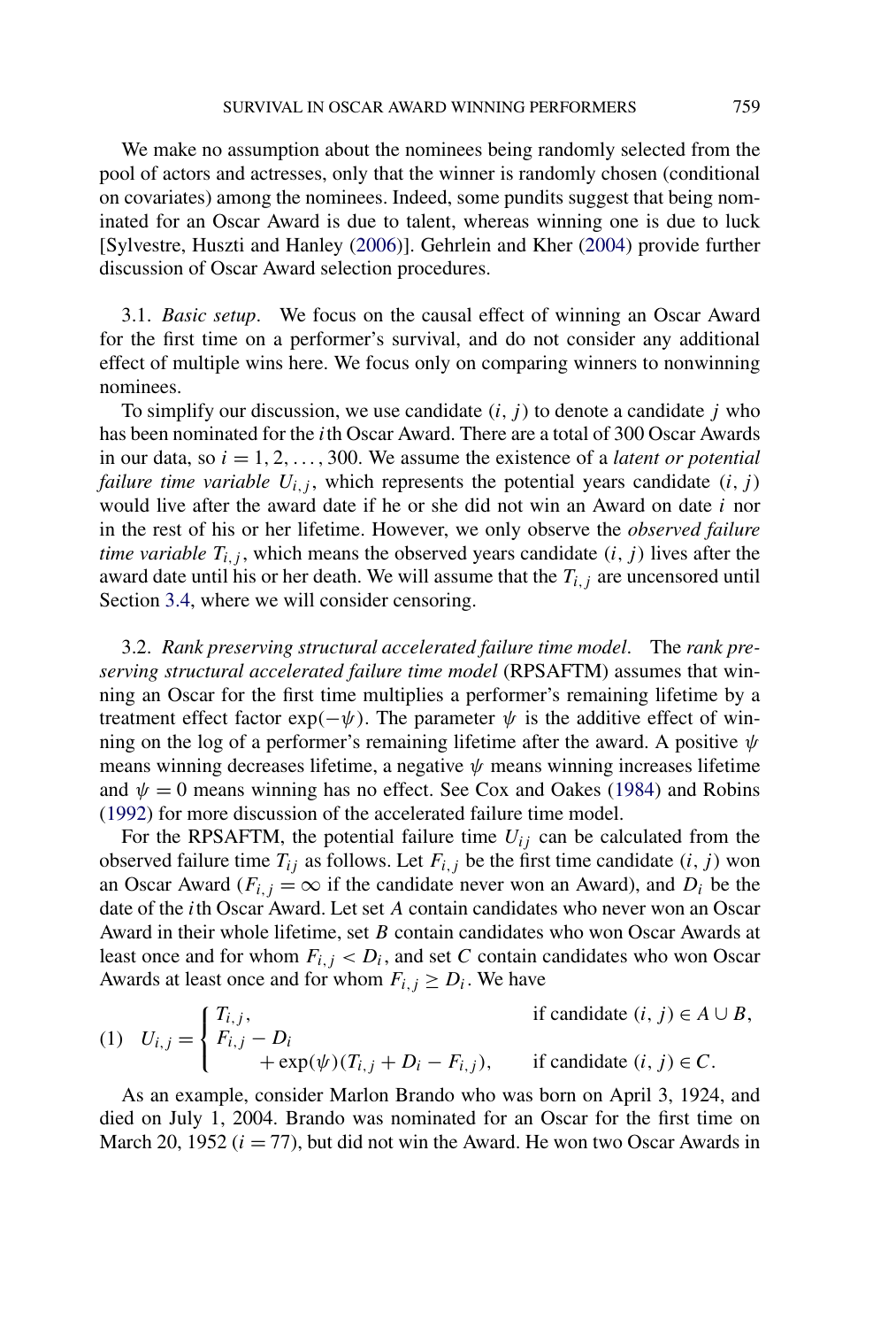We make no assumption about the nominees being randomly selected from the pool of actors and actresses, only that the winner is randomly chosen (conditional on covariates) among the nominees. Indeed, some pundits suggest that being nominated for an Oscar Award is due to talent, whereas winning one is due to luck [Sylvestre, Huszti and Hanley (2006)]. Gehrlein and Kher (2004) provide further discussion of Oscar Award selection procedures.

### 3.1. *Basic setup*.

We focus on the causal effect of winning an Oscar Award for the first time on a performer's survival, and do not consider any additional effect of multiple wins here. We focus only on comparing winners to nonwinning nominees.

To simplify our discussion, we use candidate $(i, j)$ to denote a candidate $j$ who has been nominated for the $i$th Oscar Award. There are a total of 300 Oscar Awards in our data, so $i = 1, 2, \dots, 300$. We assume the existence of a *latent or potential failure time variable* $U_{i,j}$, which represents the potential years candidate $(i, j)$ would live after the award date if he or she did not win an Award on date $i$ nor in the rest of his or her lifetime. However, we only observe the *observed failure time variable* $T_{i,j}$, which means the observed years candidate $(i, j)$ lives after the award date until his or her death. We will assume that the $T_{i,j}$ are uncensored until Section 3.4, where we will consider censoring.

### 3.2. *Rank preserving structural accelerated failure time model*.

The *rank preserving structural accelerated failure time model* (RPSAFTM) assumes that winning an Oscar for the first time multiplies a performer's remaining lifetime by a treatment effect factor $\exp(-\psi)$. The parameter $\psi$ is the additive effect of winning on the log of a performer's remaining lifetime after the award. A positive $\psi$ means winning decreases lifetime, a negative $\psi$ means winning increases lifetime and $\psi = 0$ means winning has no effect. See Cox and Oakes (1984) and Robins (1992) for more discussion of the accelerated failure time model.

For the RPSAFTM, the potential failure time $U_{ij}$ can be calculated from the observed failure time $T_{ij}$ as follows. Let $F_{i,j}$ be the first time candidate $(i, j)$ won an Oscar Award ($F_{i,j} = \infty$ if the candidate never won an Award), and $D_i$ be the date of the $i$th Oscar Award. Let set $A$ contain candidates who never won an Oscar Award in their whole lifetime, set $B$ contain candidates who won Oscar Awards at least once and for whom $F_{i,j} < D_i$, and set $C$ contain candidates who won Oscar Awards at least once and for whom $F_{i,j} \geq D_i$. We have

$$
(1) \quad U_{i,j} = \begin{cases} T_{i,j}, & \text{if candidate } (i, j) \in A \cup B, \\ F_{i,j} - D_i \\ \qquad + \exp(\psi)(T_{i,j} + D_i - F_{i,j}), & \text{if candidate } (i, j) \in C. \end{cases}
$$

As an example, consider Marlon Brando who was born on April 3, 1924, and died on July 1, 2004. Brando was nominated for an Oscar for the first time on March 20, 1952 ($i = 77$), but did not win the Award. He won two Oscar Awards in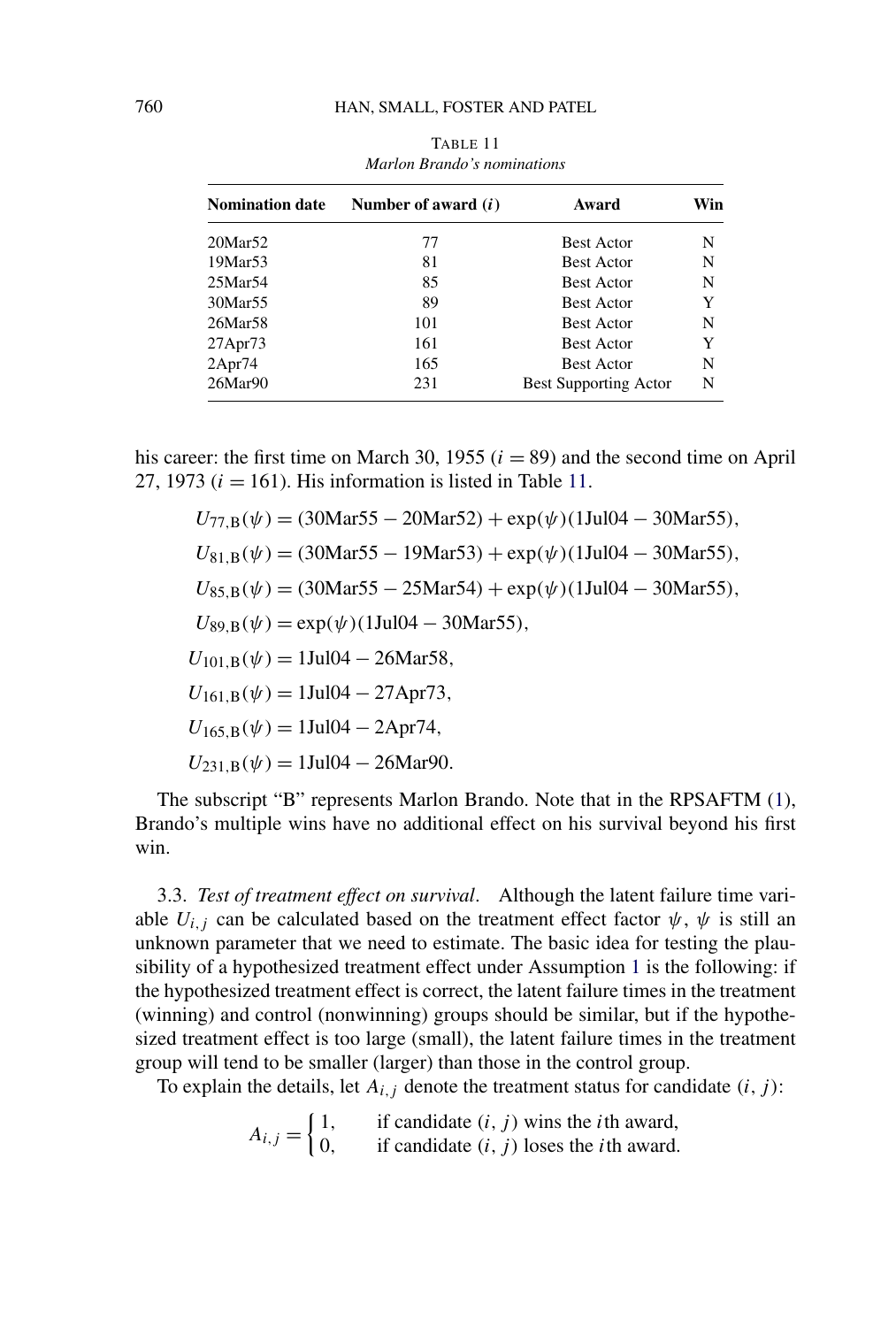TABLE 11

*Marlon Brando's nominations*

| Nomination date | Number of award ($i$) | Award | Win |
|---|---|---|---|
| 20Mar52 | 77 | Best Actor | N |
| 19Mar53 | 81 | Best Actor | N |
| 25Mar54 | 85 | Best Actor | N |
| 30Mar55 | 89 | Best Actor | Y |
| 26Mar58 | 101 | Best Actor | N |
| 27Apr73 | 161 | Best Actor | Y |
| 2Apr74 | 165 | Best Actor | N |
| 26Mar90 | 231 | Best Supporting Actor | N |

his career: the first time on March 30, 1955 ($i = 89$) and the second time on April 27, 1973 ($i = 161$). His information is listed in Table 11.

$$
\begin{aligned}
U_{77,\mathrm{B}}(\psi) &= (30\mathrm{Mar}55 - 20\mathrm{Mar}52) + \exp(\psi)(1\mathrm{Jul}04 - 30\mathrm{Mar}55),\\
U_{81,\mathrm{B}}(\psi) &= (30\mathrm{Mar}55 - 19\mathrm{Mar}53) + \exp(\psi)(1\mathrm{Jul}04 - 30\mathrm{Mar}55),\\
U_{85,\mathrm{B}}(\psi) &= (30\mathrm{Mar}55 - 25\mathrm{Mar}54) + \exp(\psi)(1\mathrm{Jul}04 - 30\mathrm{Mar}55),\\
U_{89,\mathrm{B}}(\psi) &= \exp(\psi)(1\mathrm{Jul}04 - 30\mathrm{Mar}55),\\
U_{101,\mathrm{B}}(\psi) &= 1\mathrm{Jul}04 - 26\mathrm{Mar}58,\\
U_{161,\mathrm{B}}(\psi) &= 1\mathrm{Jul}04 - 27\mathrm{Apr}73,\\
U_{165,\mathrm{B}}(\psi) &= 1\mathrm{Jul}04 - 2\mathrm{Apr}74,\\
U_{231,\mathrm{B}}(\psi) &= 1\mathrm{Jul}04 - 26\mathrm{Mar}90.
\end{aligned}
$$

The subscript "B" represents Marlon Brando. Note that in the RPSAFTM (1), Brando's multiple wins have no additional effect on his survival beyond his first win.

3.3. *Test of treatment effect on survival*. Although the latent failure time variable $U_{i,j}$ can be calculated based on the treatment effect factor $\psi$, $\psi$ is still an unknown parameter that we need to estimate. The basic idea for testing the plausibility of a hypothesized treatment effect under Assumption 1 is the following: if the hypothesized treatment effect is correct, the latent failure times in the treatment (winning) and control (nonwinning) groups should be similar, but if the hypothesized treatment effect is too large (small), the latent failure times in the treatment group will tend to be smaller (larger) than those in the control group.

To explain the details, let $A_{i,j}$ denote the treatment status for candidate $(i, j)$:

$$
A_{i,j} = \begin{cases} 1, & \text{if candidate } (i, j) \text{ wins the } i\text{th award,} \\ 0, & \text{if candidate } (i, j) \text{ loses the } i\text{th award.} \end{cases}
$$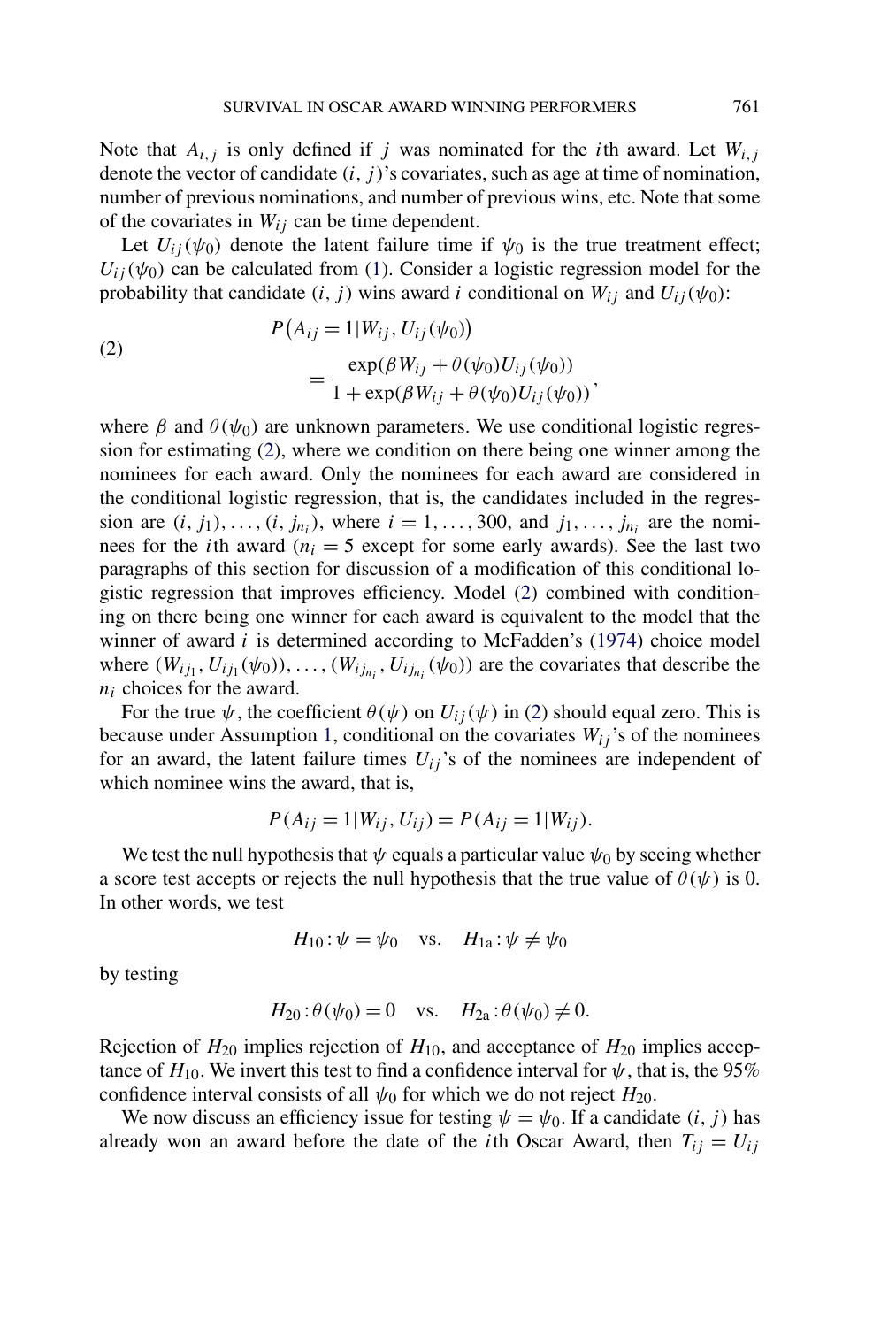Note that $A_{i,j}$ is only defined if $j$ was nominated for the $i$th award. Let $W_{i,j}$ denote the vector of candidate $(i, j)$'s covariates, such as age at time of nomination, number of previous nominations, and number of previous wins, etc. Note that some of the covariates in $W_{ij}$ can be time dependent.

Let $U_{ij}(\psi_0)$ denote the latent failure time if $\psi_0$ is the true treatment effect; $U_{ij}(\psi_0)$ can be calculated from (1). Consider a logistic regression model for the probability that candidate $(i, j)$ wins award $i$ conditional on $W_{ij}$ and $U_{ij}(\psi_0)$:

$$
\begin{aligned}
(2) \qquad & P\big(A_{ij} = 1 | W_{ij}, U_{ij}(\psi_0)\big) \\
& \qquad = \frac{\exp(\beta W_{ij} + \theta(\psi_0) U_{ij}(\psi_0))}{1 + \exp(\beta W_{ij} + \theta(\psi_0) U_{ij}(\psi_0))},
\end{aligned}
$$

where $\beta$ and $\theta(\psi_0)$ are unknown parameters. We use conditional logistic regression for estimating (2), where we condition on there being one winner among the nominees for each award. Only the nominees for each award are considered in the conditional logistic regression, that is, the candidates included in the regression are $(i, j_1), \ldots, (i, j_{n_i})$, where $i = 1, \ldots, 300$, and $j_1, \ldots, j_{n_i}$ are the nominees for the $i$th award ($n_i = 5$ except for some early awards). See the last two paragraphs of this section for discussion of a modification of this conditional logistic regression that improves efficiency. Model (2) combined with conditioning on there being one winner for each award is equivalent to the model that the winner of award $i$ is determined according to McFadden's (1974) choice model where $(W_{ij_1}, U_{ij_1}(\psi_0)), \ldots, (W_{ij_{n_i}}, U_{ij_{n_i}}(\psi_0))$ are the covariates that describe the $n_i$ choices for the award.

For the true $\psi$, the coefficient $\theta(\psi)$ on $U_{ij}(\psi)$ in (2) should equal zero. This is because under Assumption 1, conditional on the covariates $W_{ij}$'s of the nominees for an award, the latent failure times $U_{ij}$'s of the nominees are independent of which nominee wins the award, that is,

$$
P(A_{ij} = 1 | W_{ij}, U_{ij}) = P(A_{ij} = 1 | W_{ij}).
$$

We test the null hypothesis that $\psi$ equals a particular value $\psi_0$ by seeing whether a score test accepts or rejects the null hypothesis that the true value of $\theta(\psi)$ is 0. In other words, we test

$$
H_{10} : \psi = \psi_0 \quad \text{vs.} \quad H_{1\text{a}} : \psi \neq \psi_0
$$

by testing

$$
H_{20} : \theta(\psi_0) = 0 \quad \text{vs.} \quad H_{2\text{a}} : \theta(\psi_0) \neq 0.
$$

Rejection of $H_{20}$ implies rejection of $H_{10}$, and acceptance of $H_{20}$ implies acceptance of $H_{10}$. We invert this test to find a confidence interval for $\psi$, that is, the 95% confidence interval consists of all $\psi_0$ for which we do not reject $H_{20}$.

We now discuss an efficiency issue for testing $\psi = \psi_0$. If a candidate $(i, j)$ has already won an award before the date of the $i$th Oscar Award, then $T_{ij} = U_{ij}$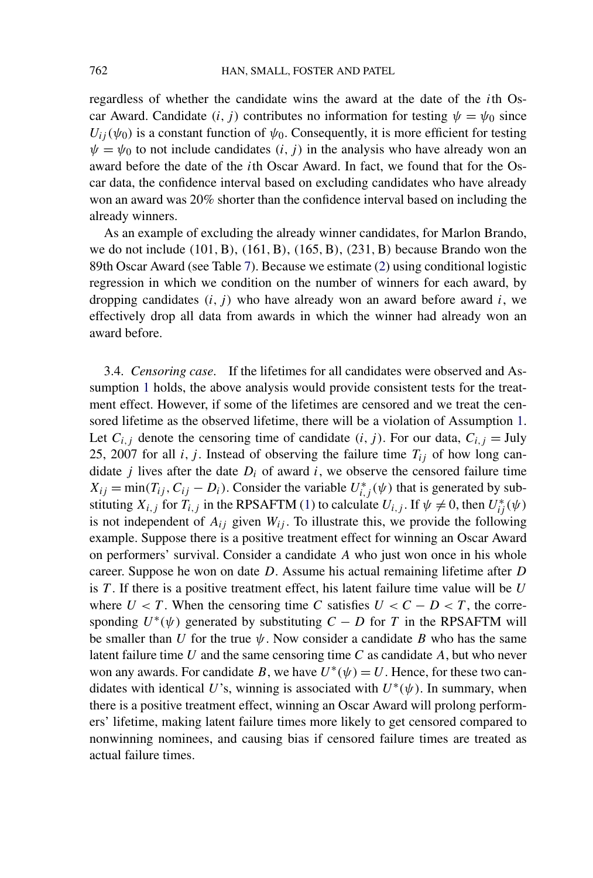regardless of whether the candidate wins the award at the date of the $i$th Oscar Award. Candidate $(i, j)$ contributes no information for testing $\psi = \psi_0$ since $U_{ij}(\psi_0)$ is a constant function of $\psi_0$. Consequently, it is more efficient for testing $\psi = \psi_0$ to not include candidates $(i, j)$ in the analysis who have already won an award before the date of the $i$th Oscar Award. In fact, we found that for the Oscar data, the confidence interval based on excluding candidates who have already won an award was 20% shorter than the confidence interval based on including the already winners.

As an example of excluding the already winner candidates, for Marlon Brando, we do not include (101, B), (161, B), (165, B), (231, B) because Brando won the 89th Oscar Award (see Table 7). Because we estimate (2) using conditional logistic regression in which we condition on the number of winners for each award, by dropping candidates $(i, j)$ who have already won an award before award $i$, we effectively drop all data from awards in which the winner had already won an award before.

3.4. *Censoring case*. If the lifetimes for all candidates were observed and Assumption 1 holds, the above analysis would provide consistent tests for the treatment effect. However, if some of the lifetimes are censored and we treat the censored lifetime as the observed lifetime, there will be a violation of Assumption 1. Let $C_{i,j}$ denote the censoring time of candidate $(i, j)$. For our data, $C_{i,j} =$ July 25, 2007 for all $i, j$. Instead of observing the failure time $T_{ij}$ of how long candidate $j$ lives after the date $D_i$ of award $i$, we observe the censored failure time $X_{ij} = \min(T_{ij}, C_{ij} - D_i)$. Consider the variable $U^*_{i,j}(\psi)$ that is generated by substituting $X_{i,j}$ for $T_{i,j}$ in the RPSAFTM (1) to calculate $U_{i,j}$. If $\psi \neq 0$, then $U^*_{ij}(\psi)$ is not independent of $A_{ij}$ given $W_{ij}$. To illustrate this, we provide the following example. Suppose there is a positive treatment effect for winning an Oscar Award on performers' survival. Consider a candidate $A$ who just won once in his whole career. Suppose he won on date $D$. Assume his actual remaining lifetime after $D$ is $T$. If there is a positive treatment effect, his latent failure time value will be $U$ where $U < T$. When the censoring time $C$ satisfies $U < C - D < T$, the corresponding $U^*(\psi)$ generated by substituting $C - D$ for $T$ in the RPSAFTM will be smaller than $U$ for the true $\psi$. Now consider a candidate $B$ who has the same latent failure time $U$ and the same censoring time $C$ as candidate $A$, but who never won any awards. For candidate $B$, we have $U^*(\psi) = U$. Hence, for these two candidates with identical $U$'s, winning is associated with $U^*(\psi)$. In summary, when there is a positive treatment effect, winning an Oscar Award will prolong performers' lifetime, making latent failure times more likely to get censored compared to nonwinning nominees, and causing bias if censored failure times are treated as actual failure times.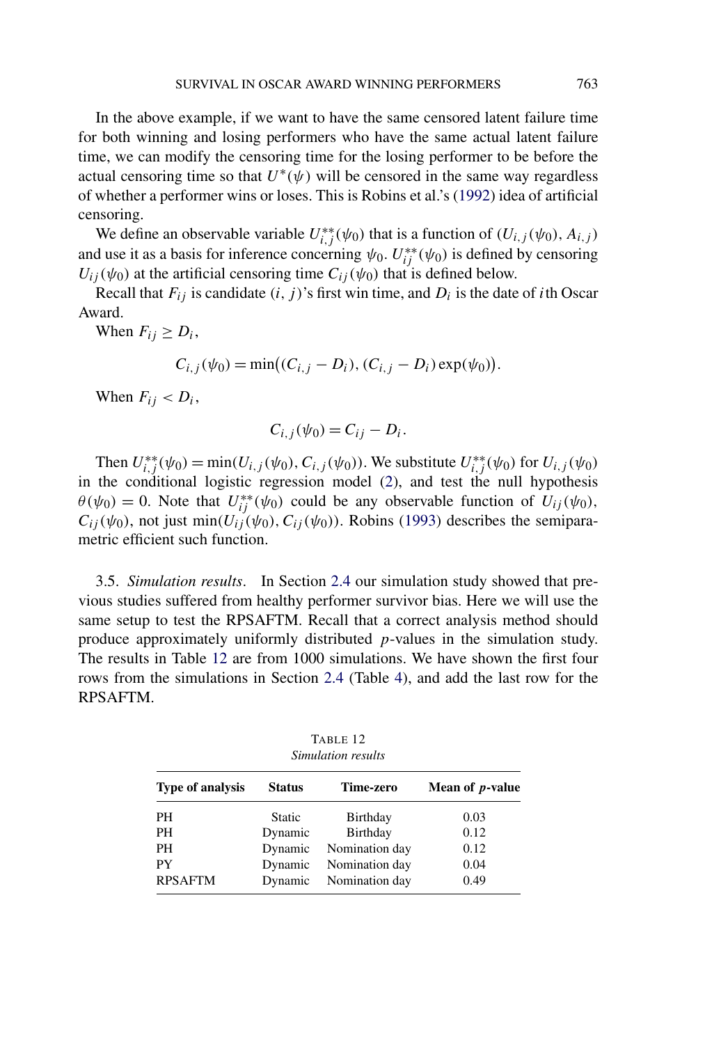In the above example, if we want to have the same censored latent failure time for both winning and losing performers who have the same actual latent failure time, we can modify the censoring time for the losing performer to be before the actual censoring time so that $U^*(\psi)$ will be censored in the same way regardless of whether a performer wins or loses. This is Robins et al.'s (1992) idea of artificial censoring.

We define an observable variable $U^{**}_{i,j}(\psi_0)$ that is a function of $(U_{i,j}(\psi_0), A_{i,j})$ and use it as a basis for inference concerning $\psi_0$. $U^{**}_{ij}(\psi_0)$ is defined by censoring $U_{ij}(\psi_0)$ at the artificial censoring time $C_{ij}(\psi_0)$ that is defined below.

Recall that $F_{ij}$ is candidate $(i, j)$'s first win time, and $D_i$ is the date of $i$th Oscar Award.

When $F_{ij} \geq D_i$,

$$C_{i,j}(\psi_0) = \min\bigl((C_{i,j} - D_i), (C_{i,j} - D_i)\exp(\psi_0)\bigr).$$

When $F_{ij} < D_i$,

$$C_{i,j}(\psi_0) = C_{ij} - D_i.$$

Then $U^{**}_{i,j}(\psi_0) = \min(U_{i,j}(\psi_0), C_{i,j}(\psi_0))$. We substitute $U^{**}_{i,j}(\psi_0)$ for $U_{i,j}(\psi_0)$ in the conditional logistic regression model (2), and test the null hypothesis $\theta(\psi_0) = 0$. Note that $U^{**}_{ij}(\psi_0)$ could be any observable function of $U_{ij}(\psi_0)$, $C_{ij}(\psi_0)$, not just $\min(U_{ij}(\psi_0), C_{ij}(\psi_0))$. Robins (1993) describes the semiparametric efficient such function.

### 3.5. *Simulation results*.

In Section 2.4 our simulation study showed that previous studies suffered from healthy performer survivor bias. Here we will use the same setup to test the RPSAFTM. Recall that a correct analysis method should produce approximately uniformly distributed $p$-values in the simulation study. The results in Table 12 are from 1000 simulations. We have shown the first four rows from the simulations in Section 2.4 (Table 4), and add the last row for the RPSAFTM.

TABLE 12
*Simulation results*

| Type of analysis | Status | Time-zero | Mean of $p$-value |
|---|---|---|---|
| PH | Static | Birthday | 0.03 |
| PH | Dynamic | Birthday | 0.12 |
| PH | Dynamic | Nomination day | 0.12 |
| PY | Dynamic | Nomination day | 0.04 |
| RPSAFTM | Dynamic | Nomination day | 0.49 |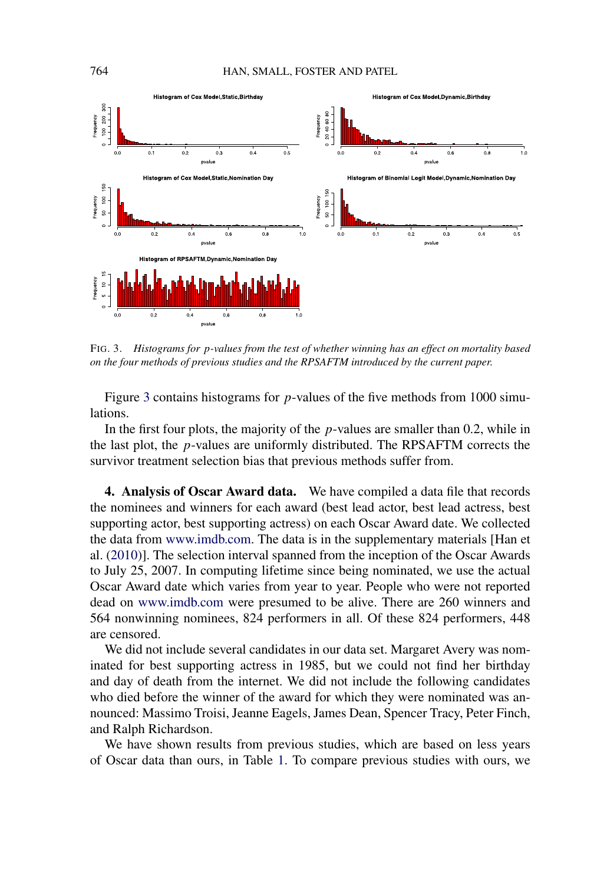FIG. 3. *Histograms for p-values from the test of whether winning has an effect on mortality based on the four methods of previous studies and the RPSAFTM introduced by the current paper.*

Figure 3 contains histograms for $p$-values of the five methods from 1000 simulations.

In the first four plots, the majority of the $p$-values are smaller than 0.2, while in the last plot, the $p$-values are uniformly distributed. The RPSAFTM corrects the survivor treatment selection bias that previous methods suffer from.

**4. Analysis of Oscar Award data.** We have compiled a data file that records the nominees and winners for each award (best lead actor, best lead actress, best supporting actor, best supporting actress) on each Oscar Award date. We collected the data from www.imdb.com. The data is in the supplementary materials [Han et al. (2010)]. The selection interval spanned from the inception of the Oscar Awards to July 25, 2007. In computing lifetime since being nominated, we use the actual Oscar Award date which varies from year to year. People who were not reported dead on www.imdb.com were presumed to be alive. There are 260 winners and 564 nonwinning nominees, 824 performers in all. Of these 824 performers, 448 are censored.

We did not include several candidates in our data set. Margaret Avery was nominated for best supporting actress in 1985, but we could not find her birthday and day of death from the internet. We did not include the following candidates who died before the winner of the award for which they were nominated was announced: Massimo Troisi, Jeanne Eagels, James Dean, Spencer Tracy, Peter Finch, and Ralph Richardson.

We have shown results from previous studies, which are based on less years of Oscar data than ours, in Table 1. To compare previous studies with ours, we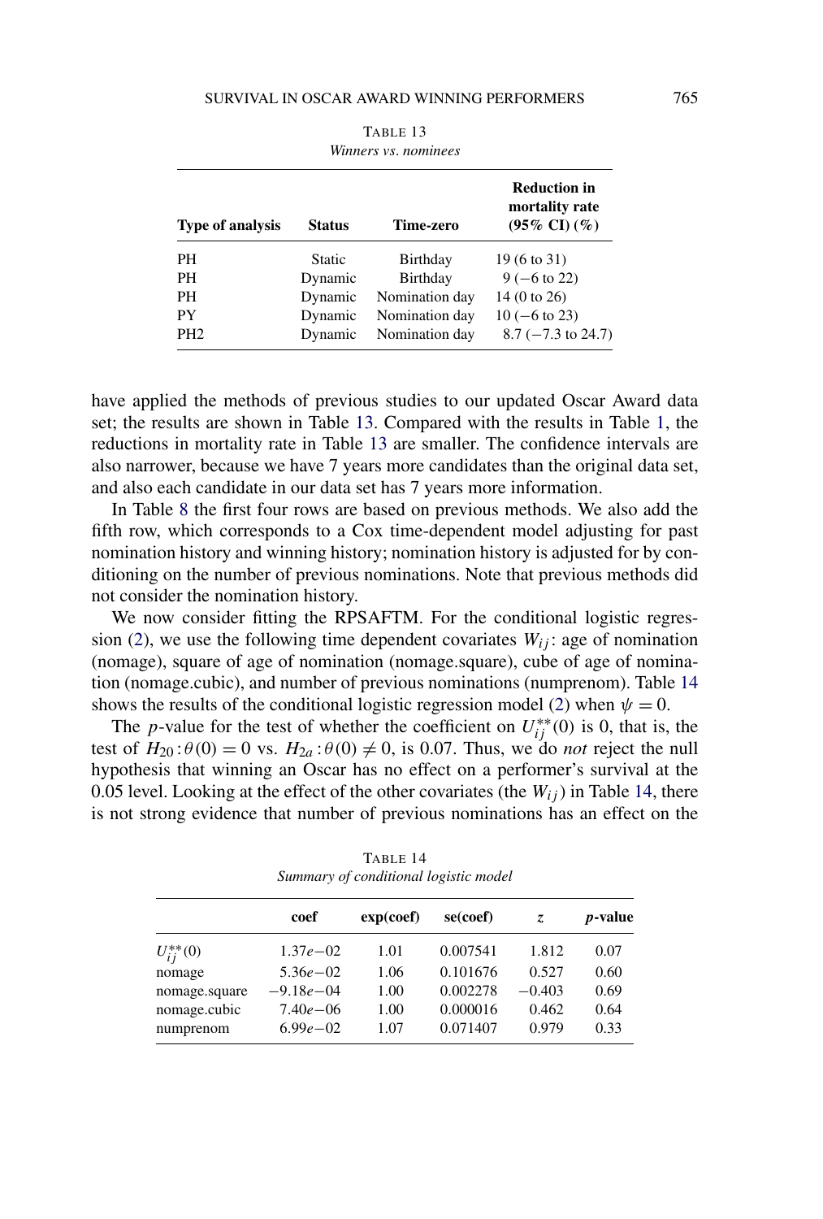TABLE 13

*Winners vs. nominees*

| Type of analysis | Status | Time-zero | Reduction in mortality rate (95% CI) (%) |
|---|---|---|---|
| PH | Static | Birthday | 19 (6 to 31) |
| PH | Dynamic | Birthday | 9 (−6 to 22) |
| PH | Dynamic | Nomination day | 14 (0 to 26) |
| PY | Dynamic | Nomination day | 10 (−6 to 23) |
| PH2 | Dynamic | Nomination day | 8.7 (−7.3 to 24.7) |

have applied the methods of previous studies to our updated Oscar Award data set; the results are shown in Table 13. Compared with the results in Table 1, the reductions in mortality rate in Table 13 are smaller. The confidence intervals are also narrower, because we have 7 years more candidates than the original data set, and also each candidate in our data set has 7 years more information.

In Table 8 the first four rows are based on previous methods. We also add the fifth row, which corresponds to a Cox time-dependent model adjusting for past nomination history and winning history; nomination history is adjusted for by conditioning on the number of previous nominations. Note that previous methods did not consider the nomination history.

We now consider fitting the RPSAFTM. For the conditional logistic regression (2), we use the following time dependent covariates $W_{ij}$: age of nomination (nomage), square of age of nomination (nomage.square), cube of age of nomination (nomage.cubic), and number of previous nominations (numprenom). Table 14 shows the results of the conditional logistic regression model (2) when $\psi = 0$.

The $p$-value for the test of whether the coefficient on $U_{ij}^{**}(0)$ is 0, that is, the test of $H_{20}: \theta(0) = 0$ vs. $H_{2a}: \theta(0) \neq 0$, is 0.07. Thus, we do *not* reject the null hypothesis that winning an Oscar has no effect on a performer's survival at the 0.05 level. Looking at the effect of the other covariates (the $W_{ij}$) in Table 14, there is not strong evidence that number of previous nominations has an effect on the

TABLE 14

*Summary of conditional logistic model*

| | coef | exp(coef) | se(coef) | $z$ | $p$-value |
|---|---|---|---|---|---|
| $U_{ij}^{**}(0)$ | 1.37$e$−02 | 1.01 | 0.007541 | 1.812 | 0.07 |
| nomage | 5.36$e$−02 | 1.06 | 0.101676 | 0.527 | 0.60 |
| nomage.square | −9.18$e$−04 | 1.00 | 0.002278 | −0.403 | 0.69 |
| nomage.cubic | 7.40$e$−06 | 1.00 | 0.000016 | 0.462 | 0.64 |
| numprenom | 6.99$e$−02 | 1.07 | 0.071407 | 0.979 | 0.33 |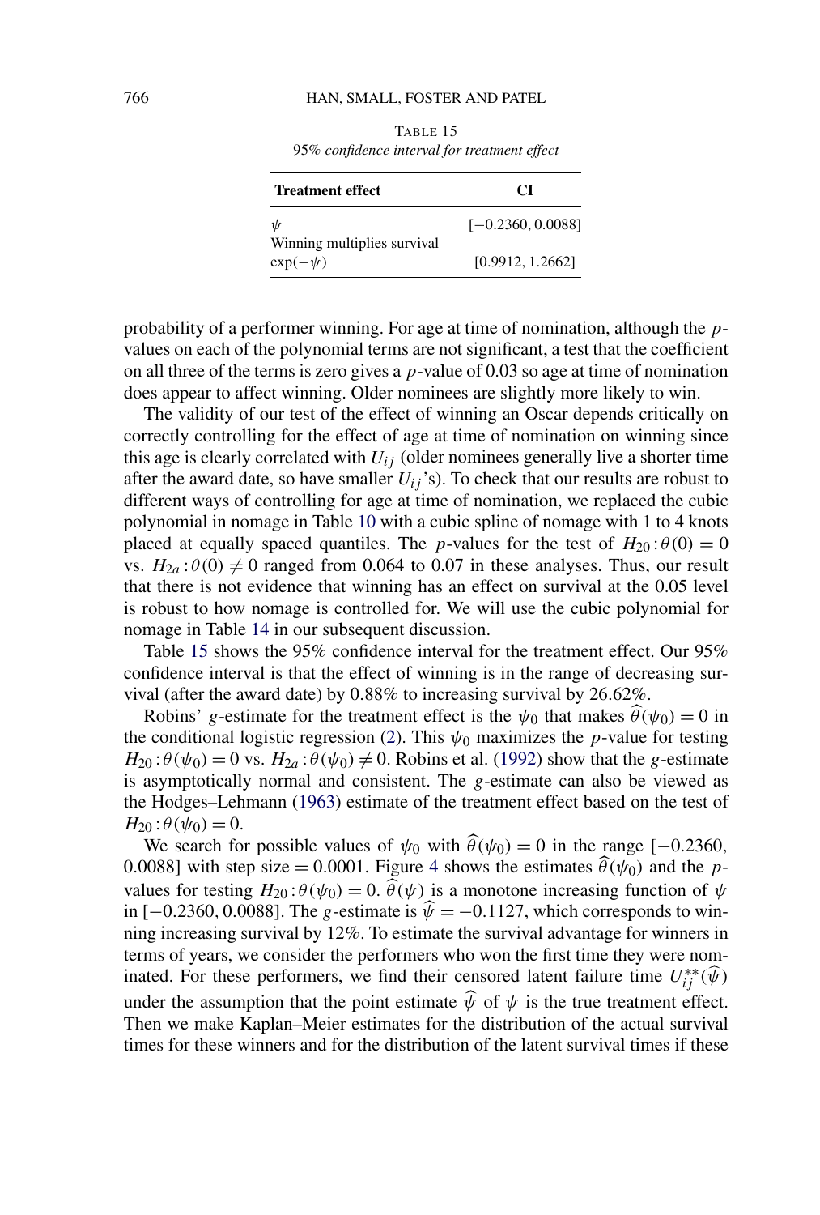TABLE 15
*95% confidence interval for treatment effect*

| **Treatment effect** | **CI** |
|---|---|
| $\psi$ | $[-0.2360, 0.0088]$ |
| Winning multiplies survival $\exp(-\psi)$ | $[0.9912, 1.2662]$ |

probability of a performer winning. For age at time of nomination, although the $p$-values on each of the polynomial terms are not significant, a test that the coefficient on all three of the terms is zero gives a $p$-value of 0.03 so age at time of nomination does appear to affect winning. Older nominees are slightly more likely to win.

The validity of our test of the effect of winning an Oscar depends critically on correctly controlling for the effect of age at time of nomination on winning since this age is clearly correlated with $U_{ij}$ (older nominees generally live a shorter time after the award date, so have smaller $U_{ij}$'s). To check that our results are robust to different ways of controlling for age at time of nomination, we replaced the cubic polynomial in nomage in Table 10 with a cubic spline of nomage with 1 to 4 knots placed at equally spaced quantiles. The $p$-values for the test of $H_{20}: \theta(0) = 0$ vs. $H_{2a}: \theta(0) \neq 0$ ranged from 0.064 to 0.07 in these analyses. Thus, our result that there is not evidence that winning has an effect on survival at the 0.05 level is robust to how nomage is controlled for. We will use the cubic polynomial for nomage in Table 14 in our subsequent discussion.

Table 15 shows the 95% confidence interval for the treatment effect. Our 95% confidence interval is that the effect of winning is in the range of decreasing survival (after the award date) by 0.88% to increasing survival by 26.62%.

Robins' $g$-estimate for the treatment effect is the $\psi_0$ that makes $\widehat{\theta}(\psi_0) = 0$ in the conditional logistic regression (2). This $\psi_0$ maximizes the $p$-value for testing $H_{20}: \theta(\psi_0) = 0$ vs. $H_{2a}: \theta(\psi_0) \neq 0$. Robins et al. (1992) show that the $g$-estimate is asymptotically normal and consistent. The $g$-estimate can also be viewed as the Hodges–Lehmann (1963) estimate of the treatment effect based on the test of $H_{20}: \theta(\psi_0) = 0$.

We search for possible values of $\psi_0$ with $\widehat{\theta}(\psi_0) = 0$ in the range $[-0.2360, 0.0088]$ with step size $= 0.0001$. Figure 4 shows the estimates $\widehat{\theta}(\psi_0)$ and the $p$-values for testing $H_{20}: \theta(\psi_0) = 0$. $\widehat{\theta}(\psi)$ is a monotone increasing function of $\psi$ in $[-0.2360, 0.0088]$. The $g$-estimate is $\widehat{\psi} = -0.1127$, which corresponds to winning increasing survival by 12%. To estimate the survival advantage for winners in terms of years, we consider the performers who won the first time they were nominated. For these performers, we find their censored latent failure time $U_{ij}^{**}(\widehat{\psi})$ under the assumption that the point estimate $\widehat{\psi}$ of $\psi$ is the true treatment effect. Then we make Kaplan–Meier estimates for the distribution of the actual survival times for these winners and for the distribution of the latent survival times if these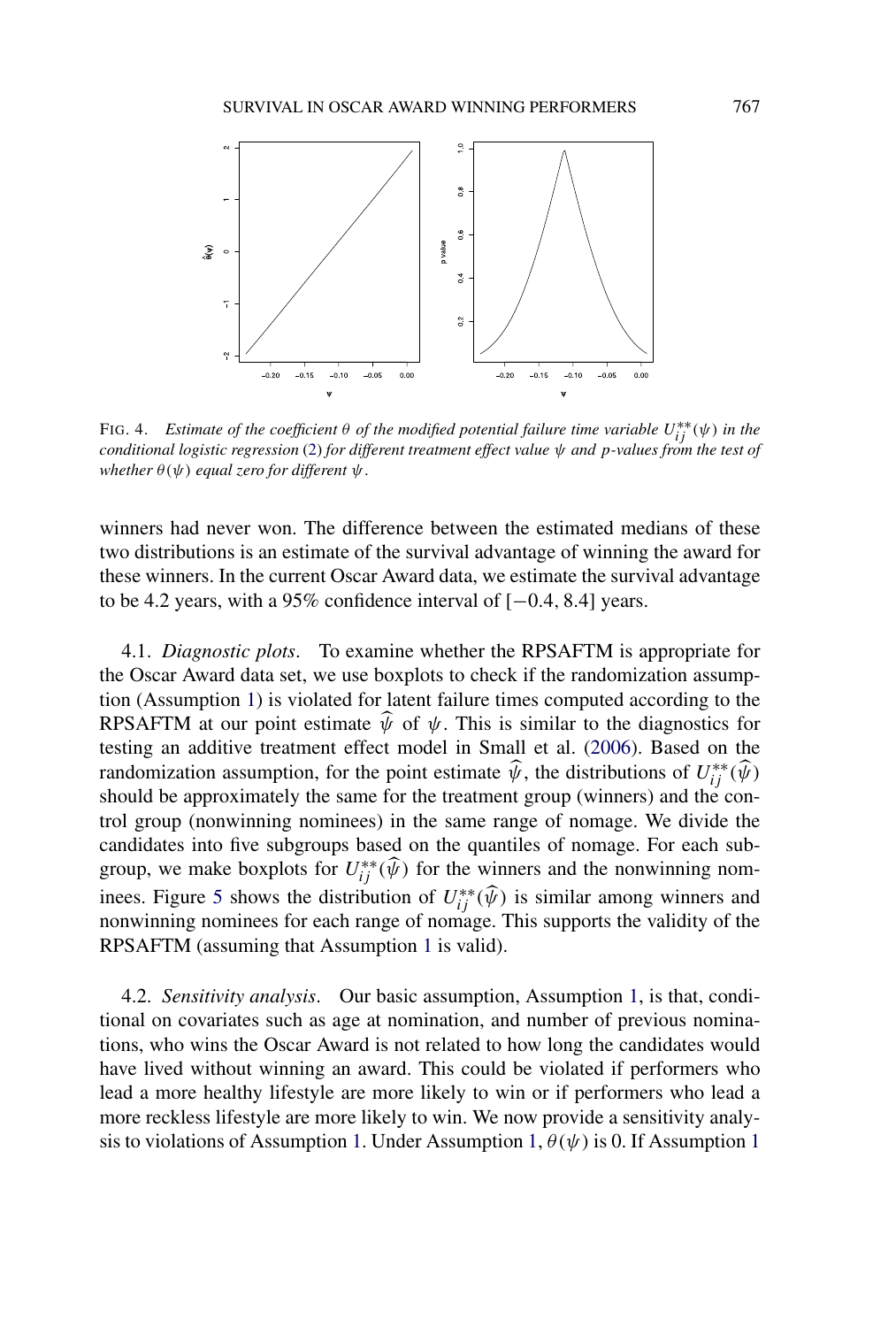FIG. 4. *Estimate of the coefficient $\theta$ of the modified potential failure time variable $U_{ij}^{**}(\psi)$ in the conditional logistic regression* (2) *for different treatment effect value $\psi$ and $p$-values from the test of whether $\theta(\psi)$ equal zero for different $\psi$.*

winners had never won. The difference between the estimated medians of these two distributions is an estimate of the survival advantage of winning the award for these winners. In the current Oscar Award data, we estimate the survival advantage to be 4.2 years, with a 95% confidence interval of $[-0.4, 8.4]$ years.

4.1. *Diagnostic plots*. To examine whether the RPSAFTM is appropriate for the Oscar Award data set, we use boxplots to check if the randomization assumption (Assumption 1) is violated for latent failure times computed according to the RPSAFTM at our point estimate $\widehat{\psi}$ of $\psi$. This is similar to the diagnostics for testing an additive treatment effect model in Small et al. (2006). Based on the randomization assumption, for the point estimate $\widehat{\psi}$, the distributions of $U_{ij}^{**}(\widehat{\psi})$ should be approximately the same for the treatment group (winners) and the control group (nonwinning nominees) in the same range of nomage. We divide the candidates into five subgroups based on the quantiles of nomage. For each subgroup, we make boxplots for $U_{ij}^{**}(\widehat{\psi})$ for the winners and the nonwinning nominees. Figure 5 shows the distribution of $U_{ij}^{**}(\widehat{\psi})$ is similar among winners and nonwinning nominees for each range of nomage. This supports the validity of the RPSAFTM (assuming that Assumption 1 is valid).

4.2. *Sensitivity analysis*. Our basic assumption, Assumption 1, is that, conditional on covariates such as age at nomination, and number of previous nominations, who wins the Oscar Award is not related to how long the candidates would have lived without winning an award. This could be violated if performers who lead a more healthy lifestyle are more likely to win or if performers who lead a more reckless lifestyle are more likely to win. We now provide a sensitivity analysis to violations of Assumption 1. Under Assumption 1, $\theta(\psi)$ is 0. If Assumption 1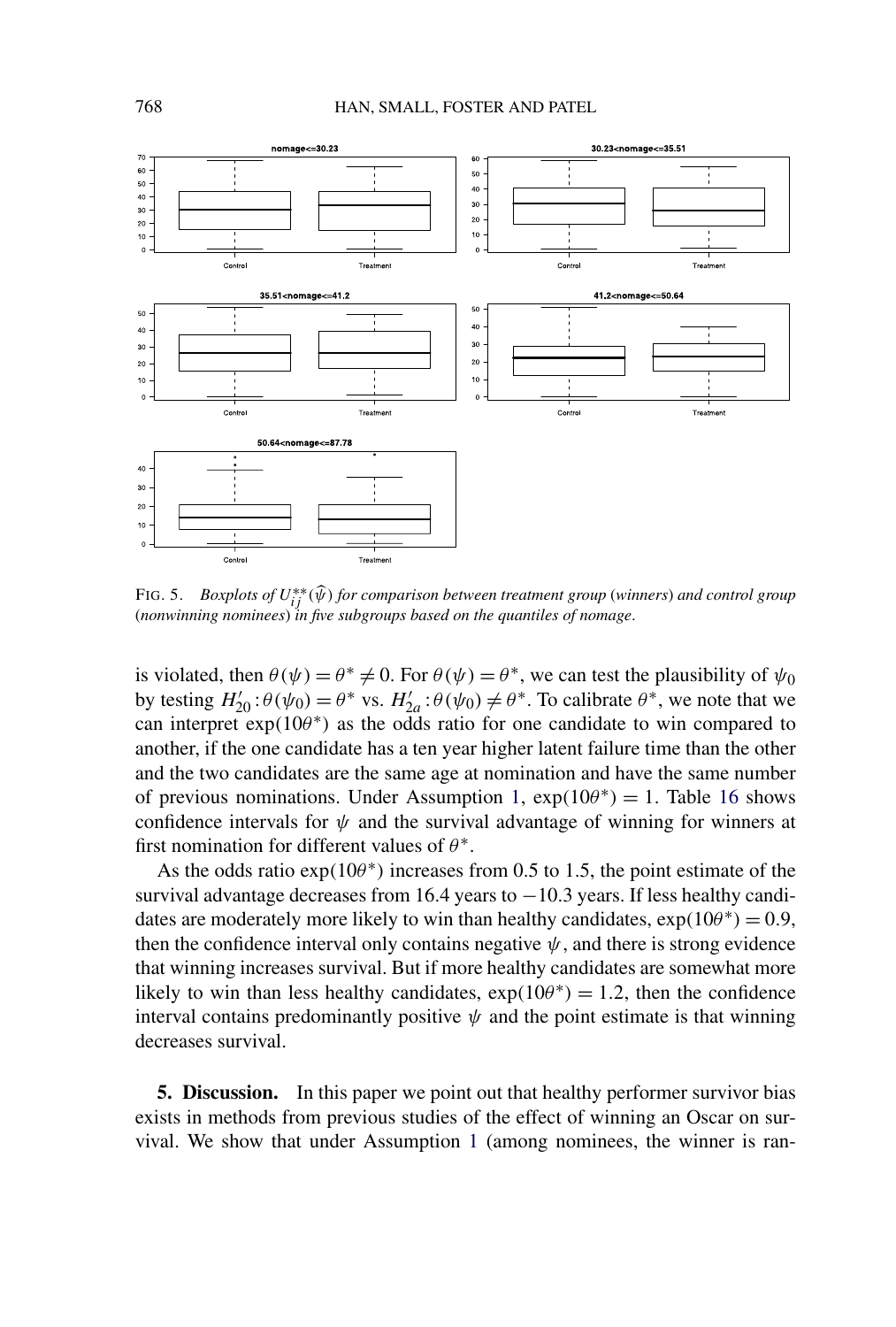FIG. 5. *Boxplots of $U_{ij}^{**}(\widehat{\psi})$ for comparison between treatment group (winners) and control group (nonwinning nominees) in five subgroups based on the quantiles of nomage.*

is violated, then $\theta(\psi) = \theta^* \neq 0$. For $\theta(\psi) = \theta^*$, we can test the plausibility of $\psi_0$ by testing $H'_{20}: \theta(\psi_0) = \theta^*$ vs. $H'_{2a}: \theta(\psi_0) \neq \theta^*$. To calibrate $\theta^*$, we note that we can interpret $\exp(10\theta^*)$ as the odds ratio for one candidate to win compared to another, if the one candidate has a ten year higher latent failure time than the other and the two candidates are the same age at nomination and have the same number of previous nominations. Under Assumption 1, $\exp(10\theta^*) = 1$. Table 16 shows confidence intervals for $\psi$ and the survival advantage of winning for winners at first nomination for different values of $\theta^*$.

As the odds ratio $\exp(10\theta^*)$ increases from 0.5 to 1.5, the point estimate of the survival advantage decreases from 16.4 years to $-10.3$ years. If less healthy candidates are moderately more likely to win than healthy candidates, $\exp(10\theta^*) = 0.9$, then the confidence interval only contains negative $\psi$, and there is strong evidence that winning increases survival. But if more healthy candidates are somewhat more likely to win than less healthy candidates, $\exp(10\theta^*) = 1.2$, then the confidence interval contains predominantly positive $\psi$ and the point estimate is that winning decreases survival.

## 5. Discussion.

In this paper we point out that healthy performer survivor bias exists in methods from previous studies of the effect of winning an Oscar on survival. We show that under Assumption 1 (among nominees, the winner is ran-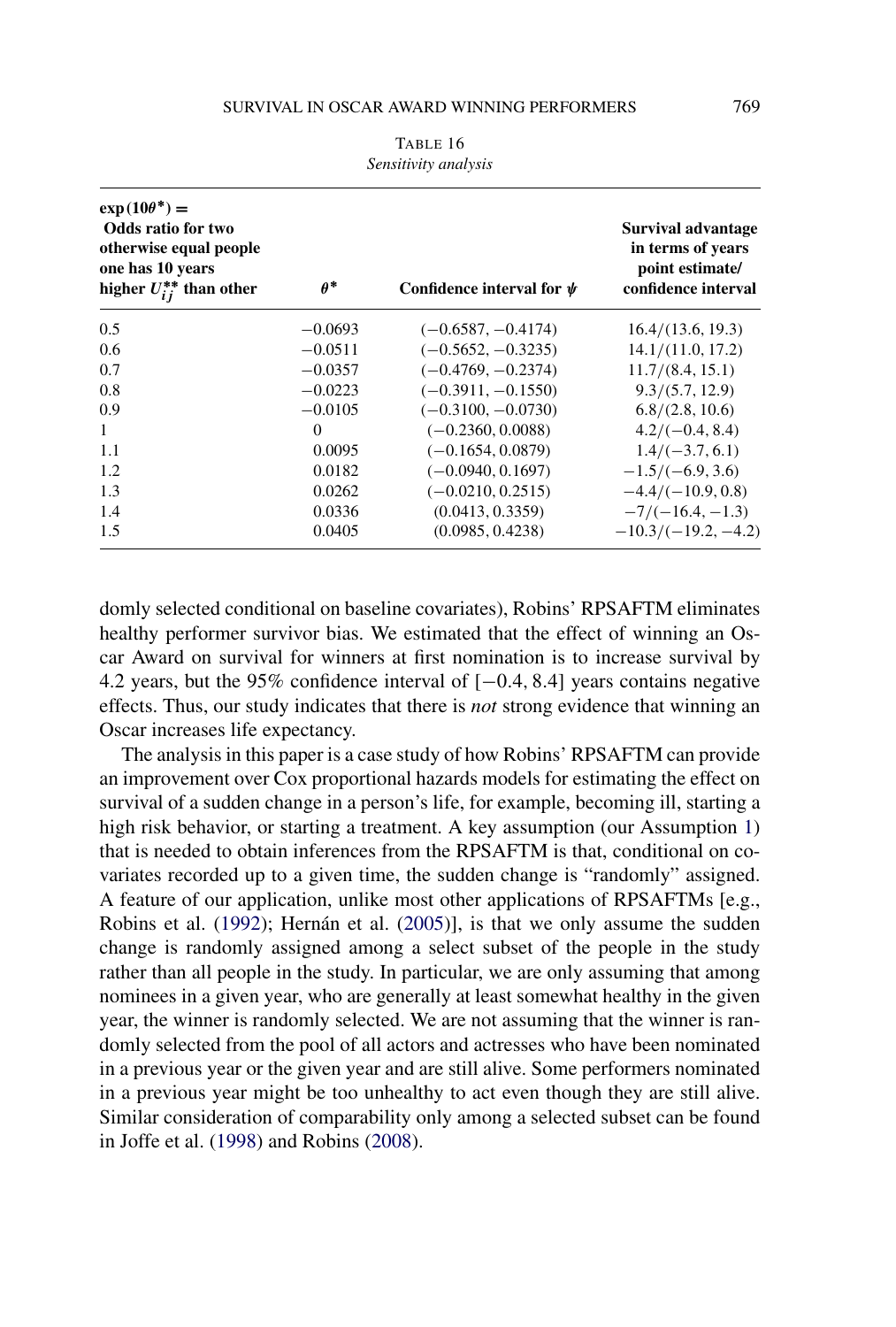TABLE 16
*Sensitivity analysis*

| $\exp(10\theta^*) =$ Odds ratio for two otherwise equal people one has 10 years higher $U_{ij}^{**}$ than other | $\theta^*$ | Confidence interval for $\psi$ | Survival advantage in terms of years point estimate/ confidence interval |
|---|---|---|---|
| 0.5 | −0.0693 | (−0.6587, −0.4174) | 16.4/(13.6, 19.3) |
| 0.6 | −0.0511 | (−0.5652, −0.3235) | 14.1/(11.0, 17.2) |
| 0.7 | −0.0357 | (−0.4769, −0.2374) | 11.7/(8.4, 15.1) |
| 0.8 | −0.0223 | (−0.3911, −0.1550) | 9.3/(5.7, 12.9) |
| 0.9 | −0.0105 | (−0.3100, −0.0730) | 6.8/(2.8, 10.6) |
| 1 | 0 | (−0.2360, 0.0088) | 4.2/(−0.4, 8.4) |
| 1.1 | 0.0095 | (−0.1654, 0.0879) | 1.4/(−3.7, 6.1) |
| 1.2 | 0.0182 | (−0.0940, 0.1697) | −1.5/(−6.9, 3.6) |
| 1.3 | 0.0262 | (−0.0210, 0.2515) | −4.4/(−10.9, 0.8) |
| 1.4 | 0.0336 | (0.0413, 0.3359) | −7/(−16.4, −1.3) |
| 1.5 | 0.0405 | (0.0985, 0.4238) | −10.3/(−19.2, −4.2) |

domly selected conditional on baseline covariates), Robins' RPSAFTM eliminates healthy performer survivor bias. We estimated that the effect of winning an Oscar Award on survival for winners at first nomination is to increase survival by 4.2 years, but the 95% confidence interval of [−0.4, 8.4] years contains negative effects. Thus, our study indicates that there is *not* strong evidence that winning an Oscar increases life expectancy.

The analysis in this paper is a case study of how Robins' RPSAFTM can provide an improvement over Cox proportional hazards models for estimating the effect on survival of a sudden change in a person's life, for example, becoming ill, starting a high risk behavior, or starting a treatment. A key assumption (our Assumption 1) that is needed to obtain inferences from the RPSAFTM is that, conditional on covariates recorded up to a given time, the sudden change is "randomly" assigned. A feature of our application, unlike most other applications of RPSAFTMs [e.g., Robins et al. (1992); Hernán et al. (2005)], is that we only assume the sudden change is randomly assigned among a select subset of the people in the study rather than all people in the study. In particular, we are only assuming that among nominees in a given year, who are generally at least somewhat healthy in the given year, the winner is randomly selected. We are not assuming that the winner is randomly selected from the pool of all actors and actresses who have been nominated in a previous year or the given year and are still alive. Some performers nominated in a previous year might be too unhealthy to act even though they are still alive. Similar consideration of comparability only among a selected subset can be found in Joffe et al. (1998) and Robins (2008).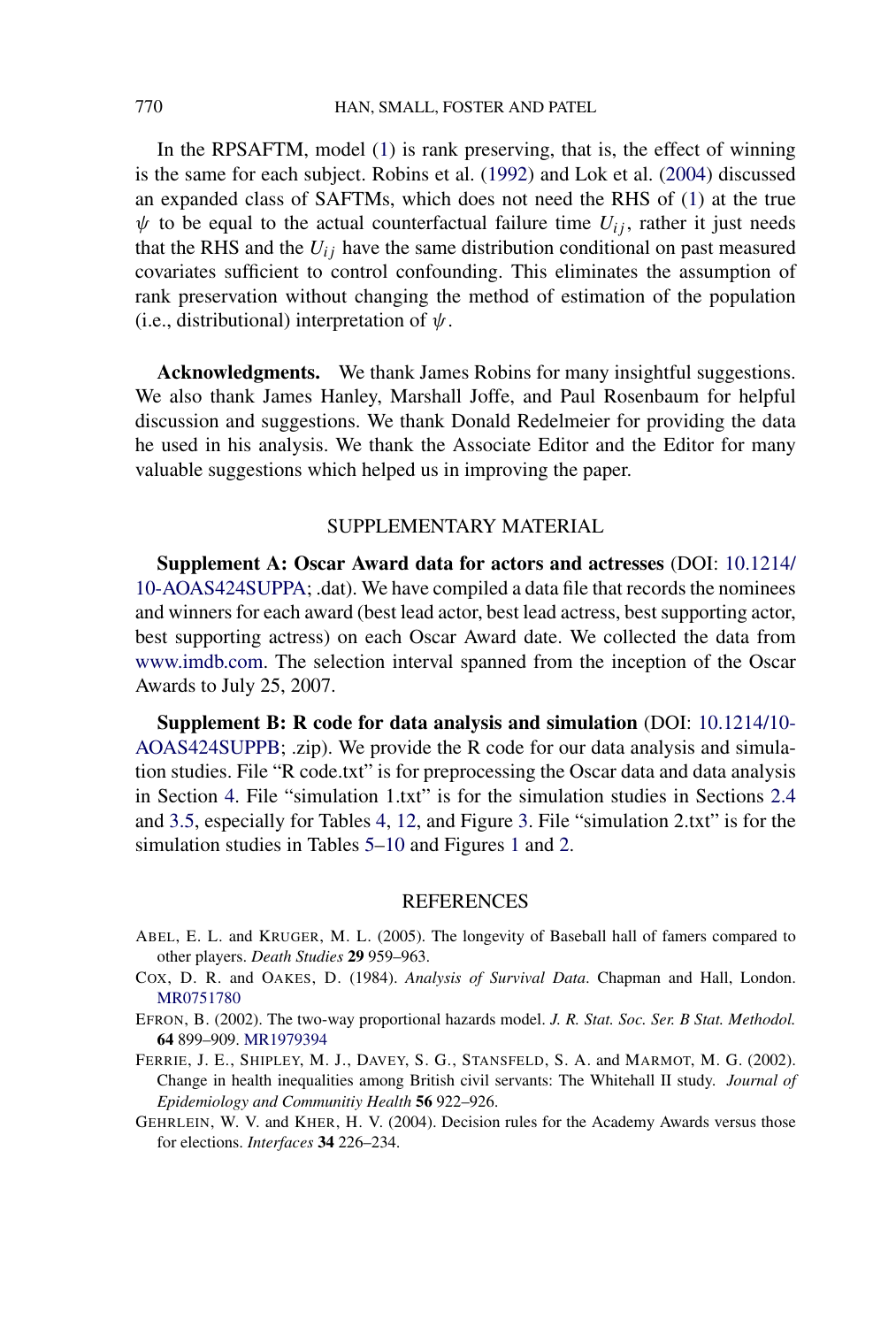In the RPSAFTM, model (1) is rank preserving, that is, the effect of winning is the same for each subject. Robins et al. (1992) and Lok et al. (2004) discussed an expanded class of SAFTMs, which does not need the RHS of (1) at the true $\psi$ to be equal to the actual counterfactual failure time $U_{ij}$, rather it just needs that the RHS and the $U_{ij}$ have the same distribution conditional on past measured covariates sufficient to control confounding. This eliminates the assumption of rank preservation without changing the method of estimation of the population (i.e., distributional) interpretation of $\psi$.

**Acknowledgments.** We thank James Robins for many insightful suggestions. We also thank James Hanley, Marshall Joffe, and Paul Rosenbaum for helpful discussion and suggestions. We thank Donald Redelmeier for providing the data he used in his analysis. We thank the Associate Editor and the Editor for many valuable suggestions which helped us in improving the paper.

## SUPPLEMENTARY MATERIAL

**Supplement A: Oscar Award data for actors and actresses** (DOI: 10.1214/10-AOAS424SUPPA; .dat). We have compiled a data file that records the nominees and winners for each award (best lead actor, best lead actress, best supporting actor, best supporting actress) on each Oscar Award date. We collected the data from www.imdb.com. The selection interval spanned from the inception of the Oscar Awards to July 25, 2007.

**Supplement B: R code for data analysis and simulation** (DOI: 10.1214/10-AOAS424SUPPB; .zip). We provide the R code for our data analysis and simulation studies. File "R code.txt" is for preprocessing the Oscar data and data analysis in Section 4. File "simulation 1.txt" is for the simulation studies in Sections 2.4 and 3.5, especially for Tables 4, 12, and Figure 3. File "simulation 2.txt" is for the simulation studies in Tables 5–10 and Figures 1 and 2.

## REFERENCES

ABEL, E. L. and KRUGER, M. L. (2005). The longevity of Baseball hall of famers compared to other players. *Death Studies* **29** 959–963.

COX, D. R. and OAKES, D. (1984). *Analysis of Survival Data*. Chapman and Hall, London. MR0751780

EFRON, B. (2002). The two-way proportional hazards model. *J. R. Stat. Soc. Ser. B Stat. Methodol.* **64** 899–909. MR1979394

FERRIE, J. E., SHIPLEY, M. J., DAVEY, S. G., STANSFELD, S. A. and MARMOT, M. G. (2002). Change in health inequalities among British civil servants: The Whitehall II study. *Journal of Epidemiology and Communitiy Health* **56** 922–926.

GEHRLEIN, W. V. and KHER, H. V. (2004). Decision rules for the Academy Awards versus those for elections. *Interfaces* **34** 226–234.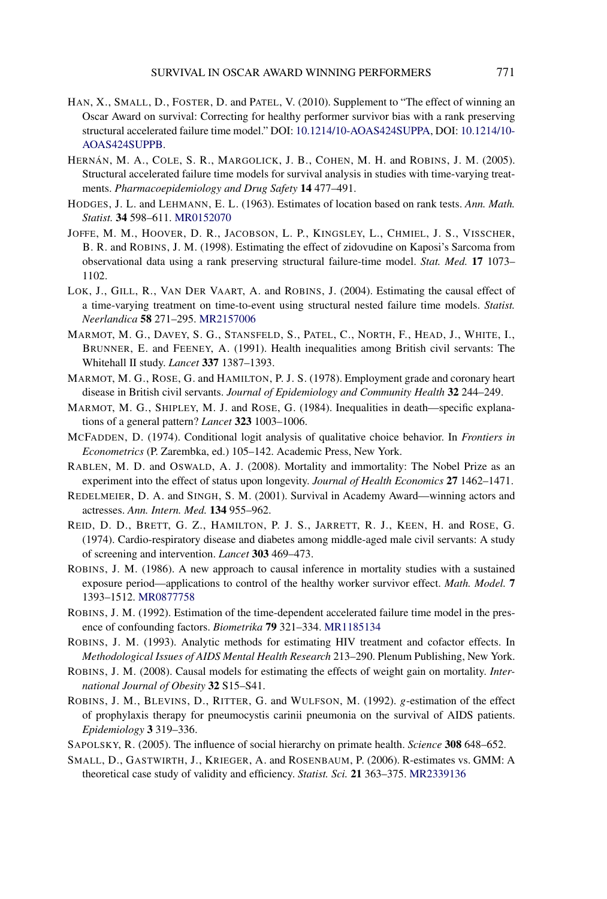HAN, X., SMALL, D., FOSTER, D. and PATEL, V. (2010). Supplement to "The effect of winning an Oscar Award on survival: Correcting for healthy performer survivor bias with a rank preserving structural accelerated failure time model." DOI: 10.1214/10-AOAS424SUPPA, DOI: 10.1214/10-AOAS424SUPPB.

HERNÁN, M. A., COLE, S. R., MARGOLICK, J. B., COHEN, M. H. and ROBINS, J. M. (2005). Structural accelerated failure time models for survival analysis in studies with time-varying treatments. *Pharmacoepidemiology and Drug Safety* **14** 477–491.

HODGES, J. L. and LEHMANN, E. L. (1963). Estimates of location based on rank tests. *Ann. Math. Statist.* **34** 598–611. MR0152070

JOFFE, M. M., HOOVER, D. R., JACOBSON, L. P., KINGSLEY, L., CHMIEL, J. S., VISSCHER, B. R. and ROBINS, J. M. (1998). Estimating the effect of zidovudine on Kaposi's Sarcoma from observational data using a rank preserving structural failure-time model. *Stat. Med.* **17** 1073–1102.

LOK, J., GILL, R., VAN DER VAART, A. and ROBINS, J. (2004). Estimating the causal effect of a time-varying treatment on time-to-event using structural nested failure time models. *Statist. Neerlandica* **58** 271–295. MR2157006

MARMOT, M. G., DAVEY, S. G., STANSFELD, S., PATEL, C., NORTH, F., HEAD, J., WHITE, I., BRUNNER, E. and FEENEY, A. (1991). Health inequalities among British civil servants: The Whitehall II study. *Lancet* **337** 1387–1393.

MARMOT, M. G., ROSE, G. and HAMILTON, P. J. S. (1978). Employment grade and coronary heart disease in British civil servants. *Journal of Epidemiology and Community Health* **32** 244–249.

MARMOT, M. G., SHIPLEY, M. J. and ROSE, G. (1984). Inequalities in death—specific explanations of a general pattern? *Lancet* **323** 1003–1006.

MCFADDEN, D. (1974). Conditional logit analysis of qualitative choice behavior. In *Frontiers in Econometrics* (P. Zarembka, ed.) 105–142. Academic Press, New York.

RABLEN, M. D. and OSWALD, A. J. (2008). Mortality and immortality: The Nobel Prize as an experiment into the effect of status upon longevity. *Journal of Health Economics* **27** 1462–1471.

REDELMEIER, D. A. and SINGH, S. M. (2001). Survival in Academy Award—winning actors and actresses. *Ann. Intern. Med.* **134** 955–962.

REID, D. D., BRETT, G. Z., HAMILTON, P. J. S., JARRETT, R. J., KEEN, H. and ROSE, G. (1974). Cardio-respiratory disease and diabetes among middle-aged male civil servants: A study of screening and intervention. *Lancet* **303** 469–473.

ROBINS, J. M. (1986). A new approach to causal inference in mortality studies with a sustained exposure period—applications to control of the healthy worker survivor effect. *Math. Model.* **7** 1393–1512. MR0877758

ROBINS, J. M. (1992). Estimation of the time-dependent accelerated failure time model in the presence of confounding factors. *Biometrika* **79** 321–334. MR1185134

ROBINS, J. M. (1993). Analytic methods for estimating HIV treatment and cofactor effects. In *Methodological Issues of AIDS Mental Health Research* 213–290. Plenum Publishing, New York.

ROBINS, J. M. (2008). Causal models for estimating the effects of weight gain on mortality. *International Journal of Obesity* **32** S15–S41.

ROBINS, J. M., BLEVINS, D., RITTER, G. and WULFSON, M. (1992). $g$-estimation of the effect of prophylaxis therapy for pneumocystis carinii pneumonia on the survival of AIDS patients. *Epidemiology* **3** 319–336.

SAPOLSKY, R. (2005). The influence of social hierarchy on primate health. *Science* **308** 648–652.

SMALL, D., GASTWIRTH, J., KRIEGER, A. and ROSENBAUM, P. (2006). R-estimates vs. GMM: A theoretical case study of validity and efficiency. *Statist. Sci.* **21** 363–375. MR2339136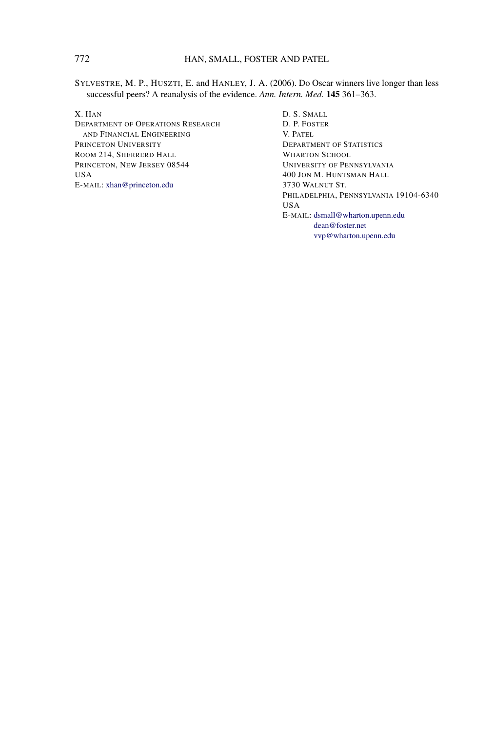Sylvestre, M. P., Huszti, E. and Hanley, J. A. (2006). Do Oscar winners live longer than less successful peers? A reanalysis of the evidence. *Ann. Intern. Med.* **145** 361–363.

X. Han
Department of Operations Research
and Financial Engineering
Princeton University
Room 214, Sherrerd Hall
Princeton, New Jersey 08544
USA
E-mail: xhan@princeton.edu

D. S. Small
D. P. Foster
V. Patel
Department of Statistics
Wharton School
University of Pennsylvania
400 Jon M. Huntsman Hall
3730 Walnut St.
Philadelphia, Pennsylvania 19104-6340
USA
E-mail: dsmall@wharton.upenn.edu
dean@foster.net
vvp@wharton.upenn.edu